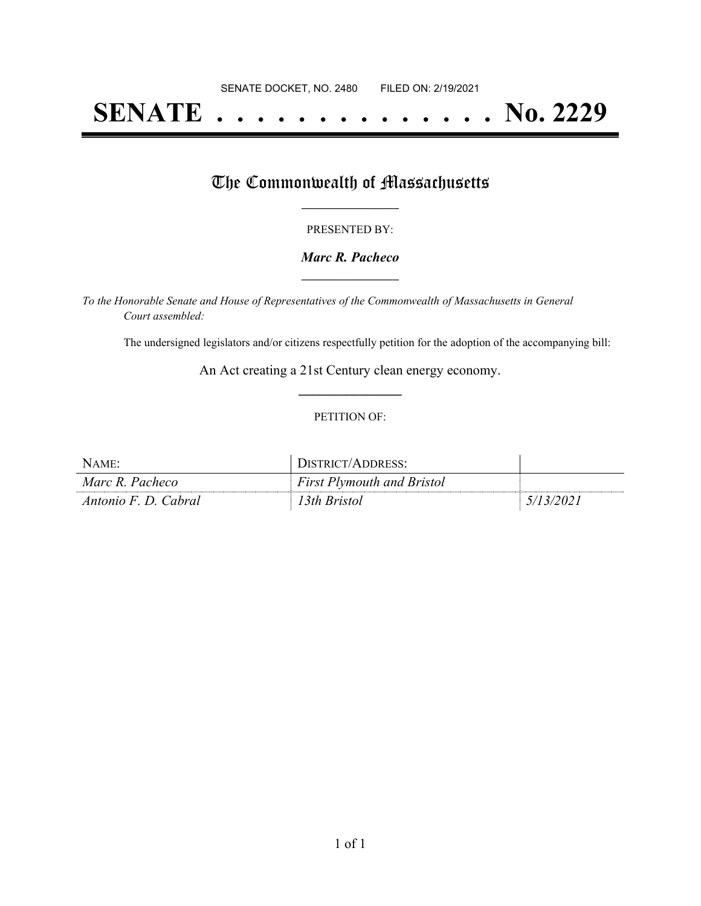SENATE DOCKET, NO. 2480 FILED ON: 2/19/2021

# SENATE . . . . . . . . . . . . . . No. 2229

## The Commonwealth of Massachusetts

PRESENTED BY:

***Marc R. Pacheco***

*To the Honorable Senate and House of Representatives of the Commonwealth of Massachusetts in General Court assembled:*

The undersigned legislators and/or citizens respectfully petition for the adoption of the accompanying bill:

An Act creating a 21st Century clean energy economy.

PETITION OF:

| NAME: | DISTRICT/ADDRESS: | |
|---|---|---|
| *Marc R. Pacheco* | *First Plymouth and Bristol* | |
| *Antonio F. D. Cabral* | *13th Bristol* | *5/13/2021* |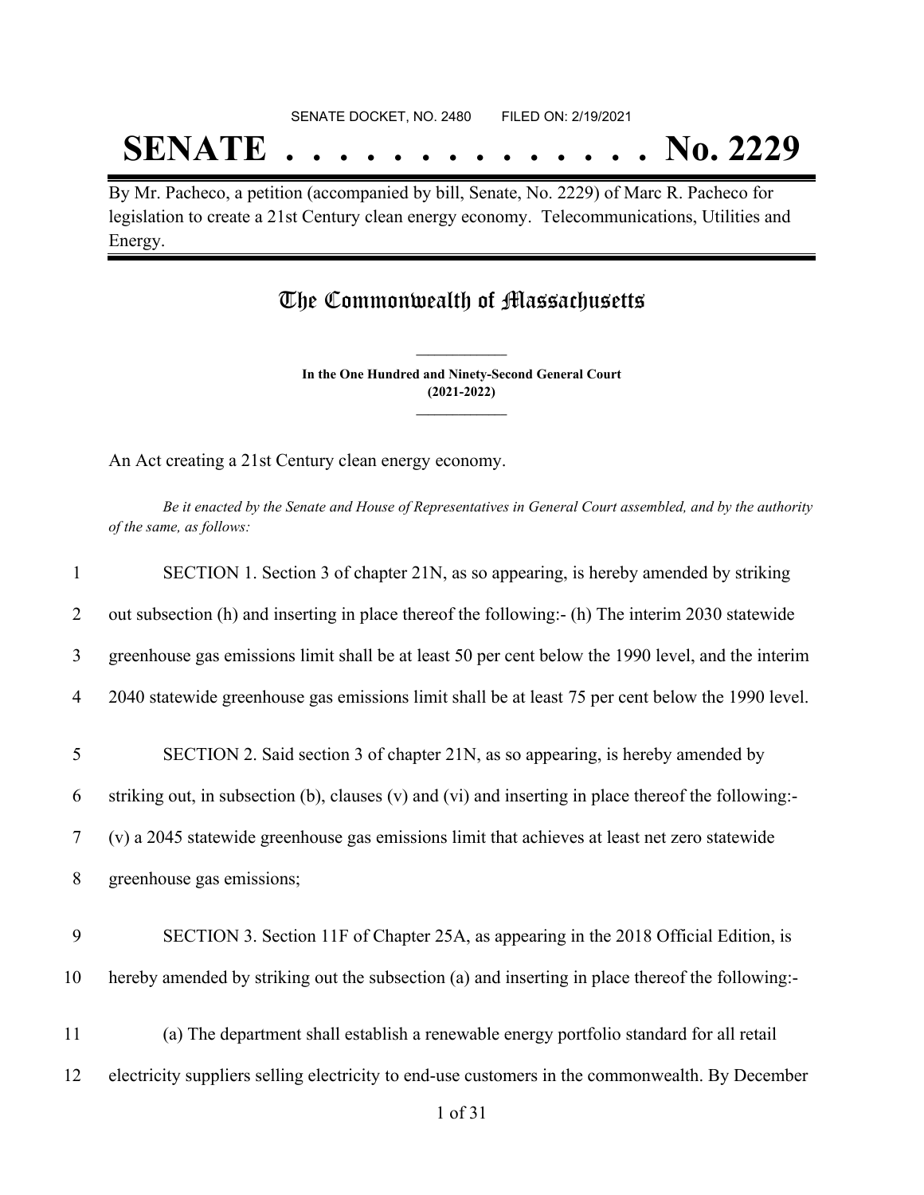SENATE DOCKET, NO. 2480        FILED ON: 2/19/2021

# SENATE . . . . . . . . . . . . . . No. 2229

By Mr. Pacheco, a petition (accompanied by bill, Senate, No. 2229) of Marc R. Pacheco for legislation to create a 21st Century clean energy economy. Telecommunications, Utilities and Energy.

## The Commonwealth of Massachusetts

**In the One Hundred and Ninety-Second General Court (2021-2022)**

An Act creating a 21st Century clean energy economy.

*Be it enacted by the Senate and House of Representatives in General Court assembled, and by the authority of the same, as follows:*

1 SECTION 1. Section 3 of chapter 21N, as so appearing, is hereby amended by striking
2 out subsection (h) and inserting in place thereof the following:- (h) The interim 2030 statewide
3 greenhouse gas emissions limit shall be at least 50 per cent below the 1990 level, and the interim
4 2040 statewide greenhouse gas emissions limit shall be at least 75 per cent below the 1990 level.

5 SECTION 2. Said section 3 of chapter 21N, as so appearing, is hereby amended by
6 striking out, in subsection (b), clauses (v) and (vi) and inserting in place thereof the following:-
7 (v) a 2045 statewide greenhouse gas emissions limit that achieves at least net zero statewide
8 greenhouse gas emissions;

9 SECTION 3. Section 11F of Chapter 25A, as appearing in the 2018 Official Edition, is
10 hereby amended by striking out the subsection (a) and inserting in place thereof the following:-

11 (a) The department shall establish a renewable energy portfolio standard for all retail
12 electricity suppliers selling electricity to end-use customers in the commonwealth. By December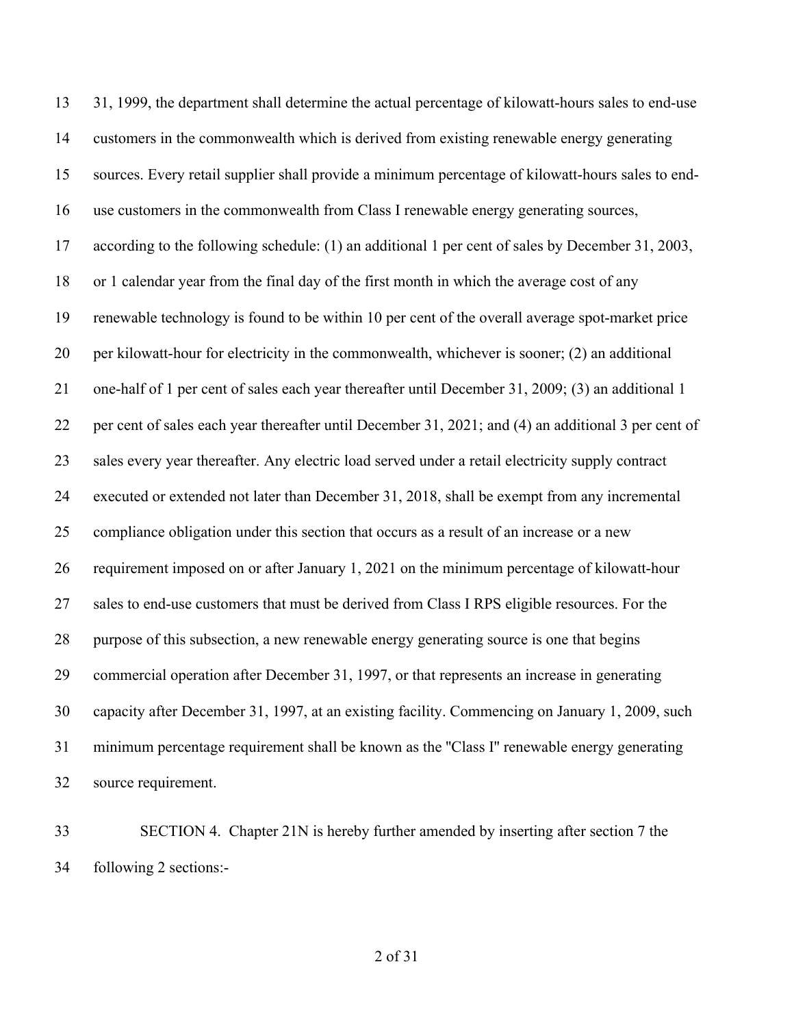31, 1999, the department shall determine the actual percentage of kilowatt-hours sales to end-use customers in the commonwealth which is derived from existing renewable energy generating sources. Every retail supplier shall provide a minimum percentage of kilowatt-hours sales to end-use customers in the commonwealth from Class I renewable energy generating sources, according to the following schedule: (1) an additional 1 per cent of sales by December 31, 2003, or 1 calendar year from the final day of the first month in which the average cost of any renewable technology is found to be within 10 per cent of the overall average spot-market price per kilowatt-hour for electricity in the commonwealth, whichever is sooner; (2) an additional one-half of 1 per cent of sales each year thereafter until December 31, 2009; (3) an additional 1 per cent of sales each year thereafter until December 31, 2021; and (4) an additional 3 per cent of sales every year thereafter. Any electric load served under a retail electricity supply contract executed or extended not later than December 31, 2018, shall be exempt from any incremental compliance obligation under this section that occurs as a result of an increase or a new requirement imposed on or after January 1, 2021 on the minimum percentage of kilowatt-hour sales to end-use customers that must be derived from Class I RPS eligible resources. For the purpose of this subsection, a new renewable energy generating source is one that begins commercial operation after December 31, 1997, or that represents an increase in generating capacity after December 31, 1997, at an existing facility. Commencing on January 1, 2009, such minimum percentage requirement shall be known as the "Class I" renewable energy generating source requirement.

SECTION 4. Chapter 21N is hereby further amended by inserting after section 7 the following 2 sections:-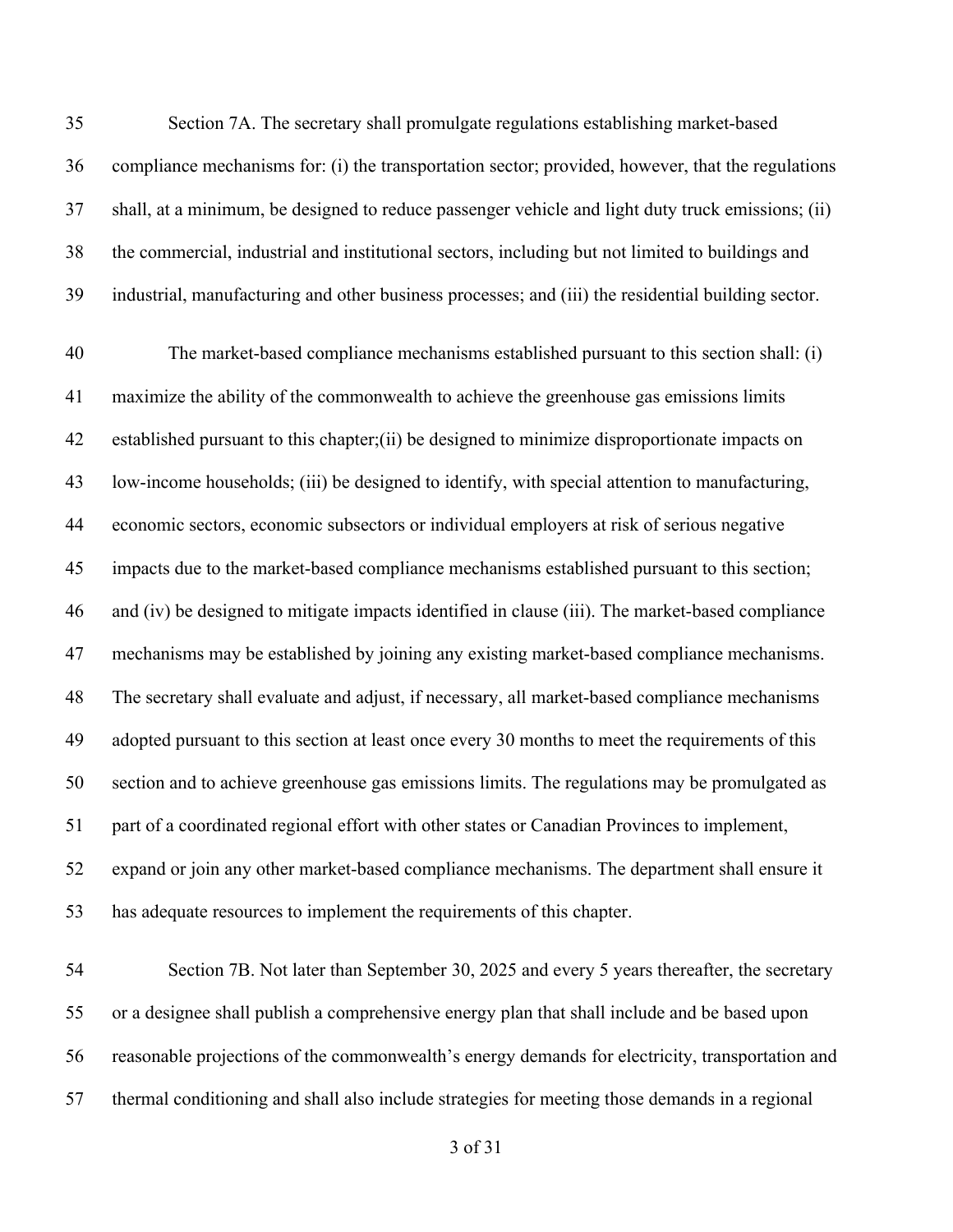Section 7A. The secretary shall promulgate regulations establishing market-based compliance mechanisms for: (i) the transportation sector; provided, however, that the regulations shall, at a minimum, be designed to reduce passenger vehicle and light duty truck emissions; (ii) the commercial, industrial and institutional sectors, including but not limited to buildings and industrial, manufacturing and other business processes; and (iii) the residential building sector.

The market-based compliance mechanisms established pursuant to this section shall: (i) maximize the ability of the commonwealth to achieve the greenhouse gas emissions limits established pursuant to this chapter;(ii) be designed to minimize disproportionate impacts on low-income households; (iii) be designed to identify, with special attention to manufacturing, economic sectors, economic subsectors or individual employers at risk of serious negative impacts due to the market-based compliance mechanisms established pursuant to this section; and (iv) be designed to mitigate impacts identified in clause (iii). The market-based compliance mechanisms may be established by joining any existing market-based compliance mechanisms. The secretary shall evaluate and adjust, if necessary, all market-based compliance mechanisms adopted pursuant to this section at least once every 30 months to meet the requirements of this section and to achieve greenhouse gas emissions limits. The regulations may be promulgated as part of a coordinated regional effort with other states or Canadian Provinces to implement, expand or join any other market-based compliance mechanisms. The department shall ensure it has adequate resources to implement the requirements of this chapter.

Section 7B. Not later than September 30, 2025 and every 5 years thereafter, the secretary or a designee shall publish a comprehensive energy plan that shall include and be based upon reasonable projections of the commonwealth's energy demands for electricity, transportation and thermal conditioning and shall also include strategies for meeting those demands in a regional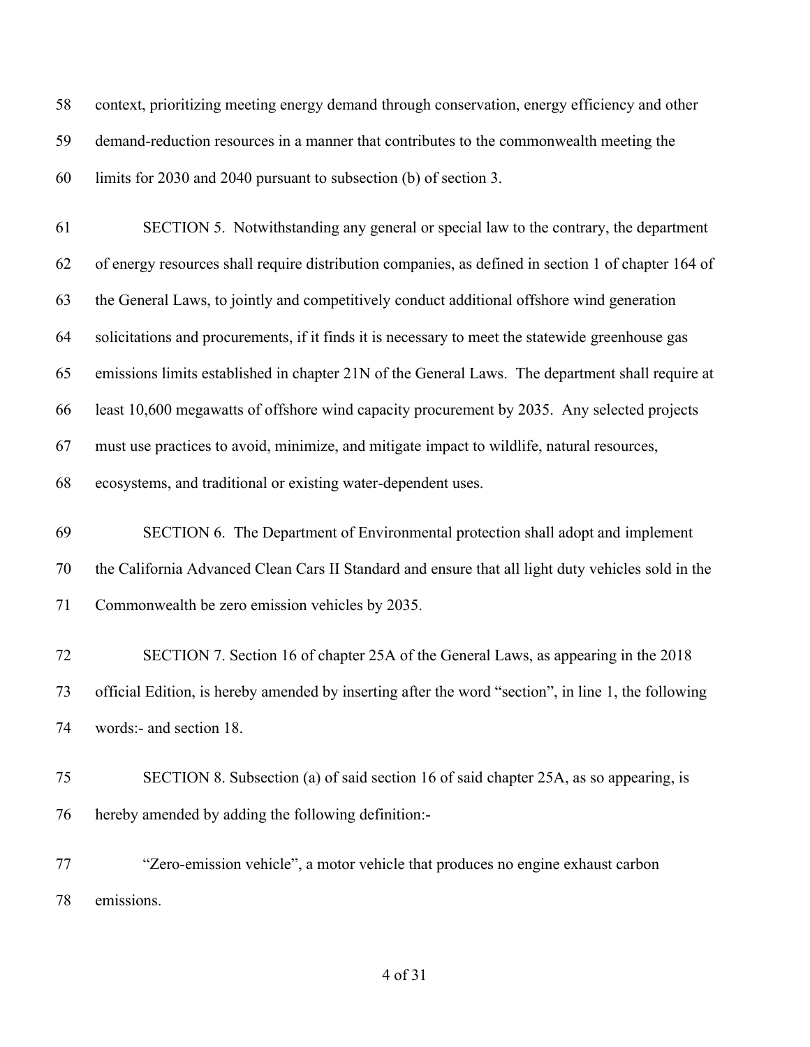context, prioritizing meeting energy demand through conservation, energy efficiency and other demand-reduction resources in a manner that contributes to the commonwealth meeting the limits for 2030 and 2040 pursuant to subsection (b) of section 3.

SECTION 5. Notwithstanding any general or special law to the contrary, the department of energy resources shall require distribution companies, as defined in section 1 of chapter 164 of the General Laws, to jointly and competitively conduct additional offshore wind generation solicitations and procurements, if it finds it is necessary to meet the statewide greenhouse gas emissions limits established in chapter 21N of the General Laws. The department shall require at least 10,600 megawatts of offshore wind capacity procurement by 2035. Any selected projects must use practices to avoid, minimize, and mitigate impact to wildlife, natural resources, ecosystems, and traditional or existing water-dependent uses.

SECTION 6. The Department of Environmental protection shall adopt and implement the California Advanced Clean Cars II Standard and ensure that all light duty vehicles sold in the Commonwealth be zero emission vehicles by 2035.

SECTION 7. Section 16 of chapter 25A of the General Laws, as appearing in the 2018 official Edition, is hereby amended by inserting after the word "section", in line 1, the following words:- and section 18.

SECTION 8. Subsection (a) of said section 16 of said chapter 25A, as so appearing, is hereby amended by adding the following definition:-

"Zero-emission vehicle", a motor vehicle that produces no engine exhaust carbon emissions.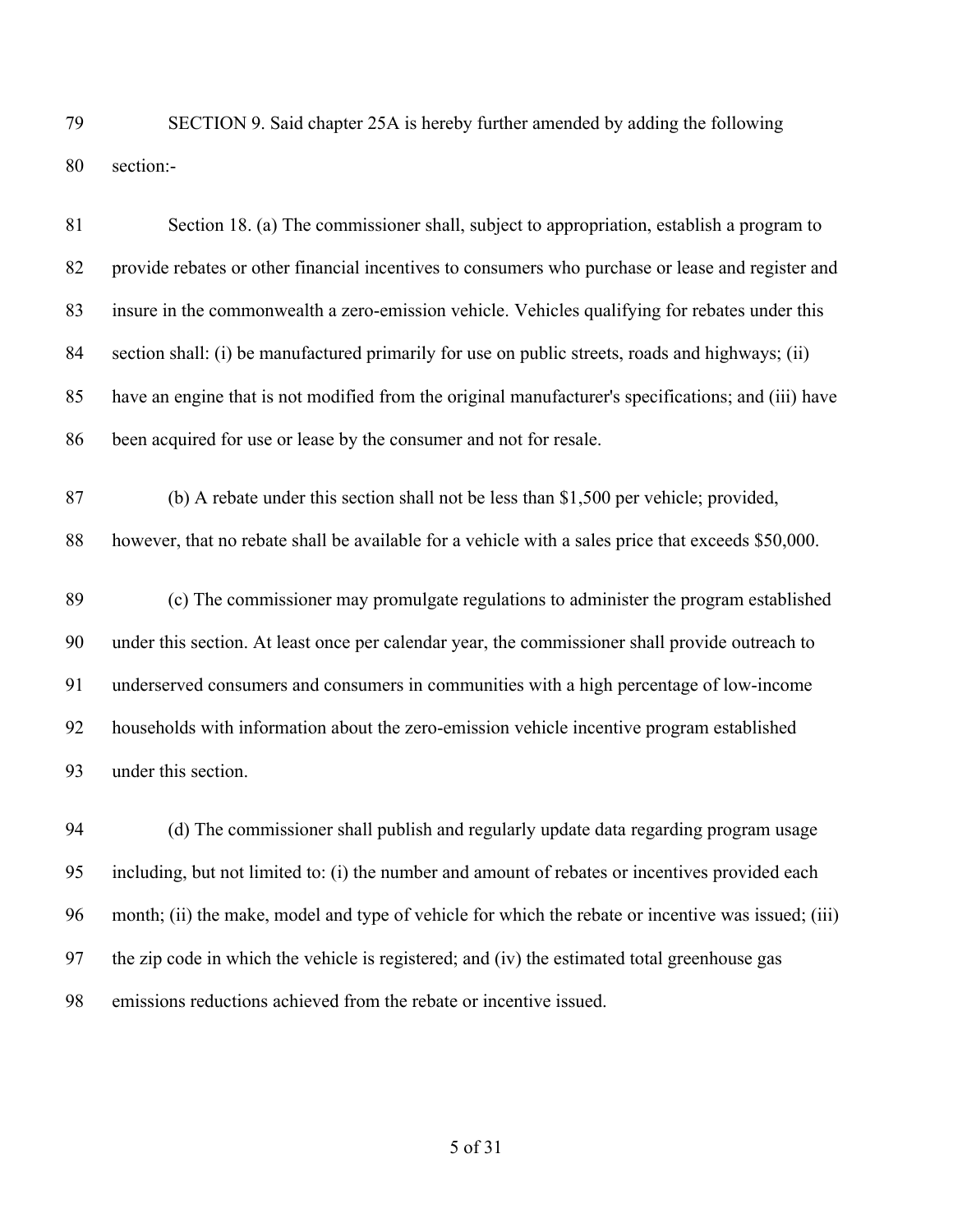SECTION 9. Said chapter 25A is hereby further amended by adding the following section:-

Section 18. (a) The commissioner shall, subject to appropriation, establish a program to provide rebates or other financial incentives to consumers who purchase or lease and register and insure in the commonwealth a zero-emission vehicle. Vehicles qualifying for rebates under this section shall: (i) be manufactured primarily for use on public streets, roads and highways; (ii) have an engine that is not modified from the original manufacturer's specifications; and (iii) have been acquired for use or lease by the consumer and not for resale.

(b) A rebate under this section shall not be less than $1,500 per vehicle; provided, however, that no rebate shall be available for a vehicle with a sales price that exceeds $50,000.

(c) The commissioner may promulgate regulations to administer the program established under this section. At least once per calendar year, the commissioner shall provide outreach to underserved consumers and consumers in communities with a high percentage of low-income households with information about the zero-emission vehicle incentive program established under this section.

(d) The commissioner shall publish and regularly update data regarding program usage including, but not limited to: (i) the number and amount of rebates or incentives provided each month; (ii) the make, model and type of vehicle for which the rebate or incentive was issued; (iii) the zip code in which the vehicle is registered; and (iv) the estimated total greenhouse gas emissions reductions achieved from the rebate or incentive issued.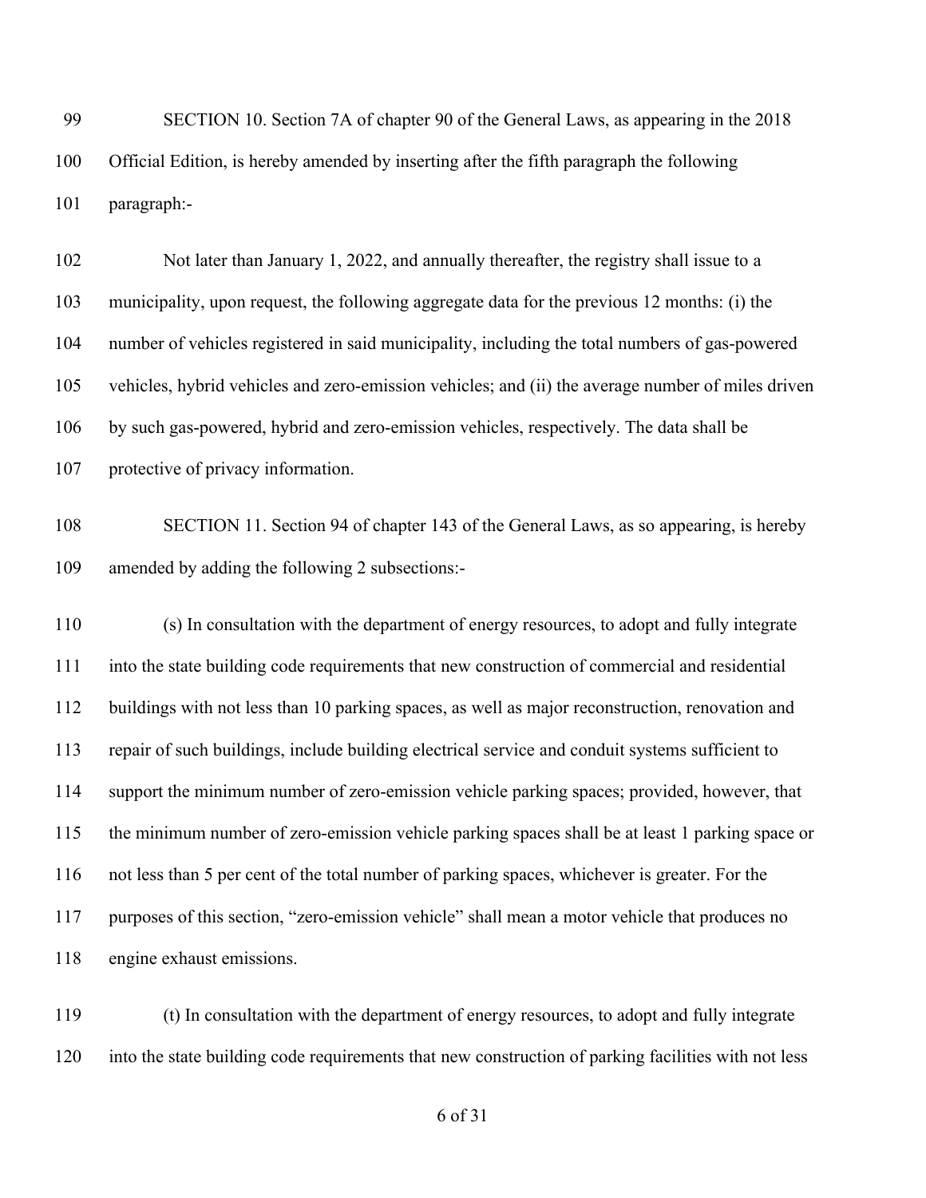SECTION 10. Section 7A of chapter 90 of the General Laws, as appearing in the 2018 Official Edition, is hereby amended by inserting after the fifth paragraph the following paragraph:-

Not later than January 1, 2022, and annually thereafter, the registry shall issue to a municipality, upon request, the following aggregate data for the previous 12 months: (i) the number of vehicles registered in said municipality, including the total numbers of gas-powered vehicles, hybrid vehicles and zero-emission vehicles; and (ii) the average number of miles driven by such gas-powered, hybrid and zero-emission vehicles, respectively. The data shall be protective of privacy information.

SECTION 11. Section 94 of chapter 143 of the General Laws, as so appearing, is hereby amended by adding the following 2 subsections:-

(s) In consultation with the department of energy resources, to adopt and fully integrate into the state building code requirements that new construction of commercial and residential buildings with not less than 10 parking spaces, as well as major reconstruction, renovation and repair of such buildings, include building electrical service and conduit systems sufficient to support the minimum number of zero-emission vehicle parking spaces; provided, however, that the minimum number of zero-emission vehicle parking spaces shall be at least 1 parking space or not less than 5 per cent of the total number of parking spaces, whichever is greater. For the purposes of this section, "zero-emission vehicle" shall mean a motor vehicle that produces no engine exhaust emissions.

(t) In consultation with the department of energy resources, to adopt and fully integrate into the state building code requirements that new construction of parking facilities with not less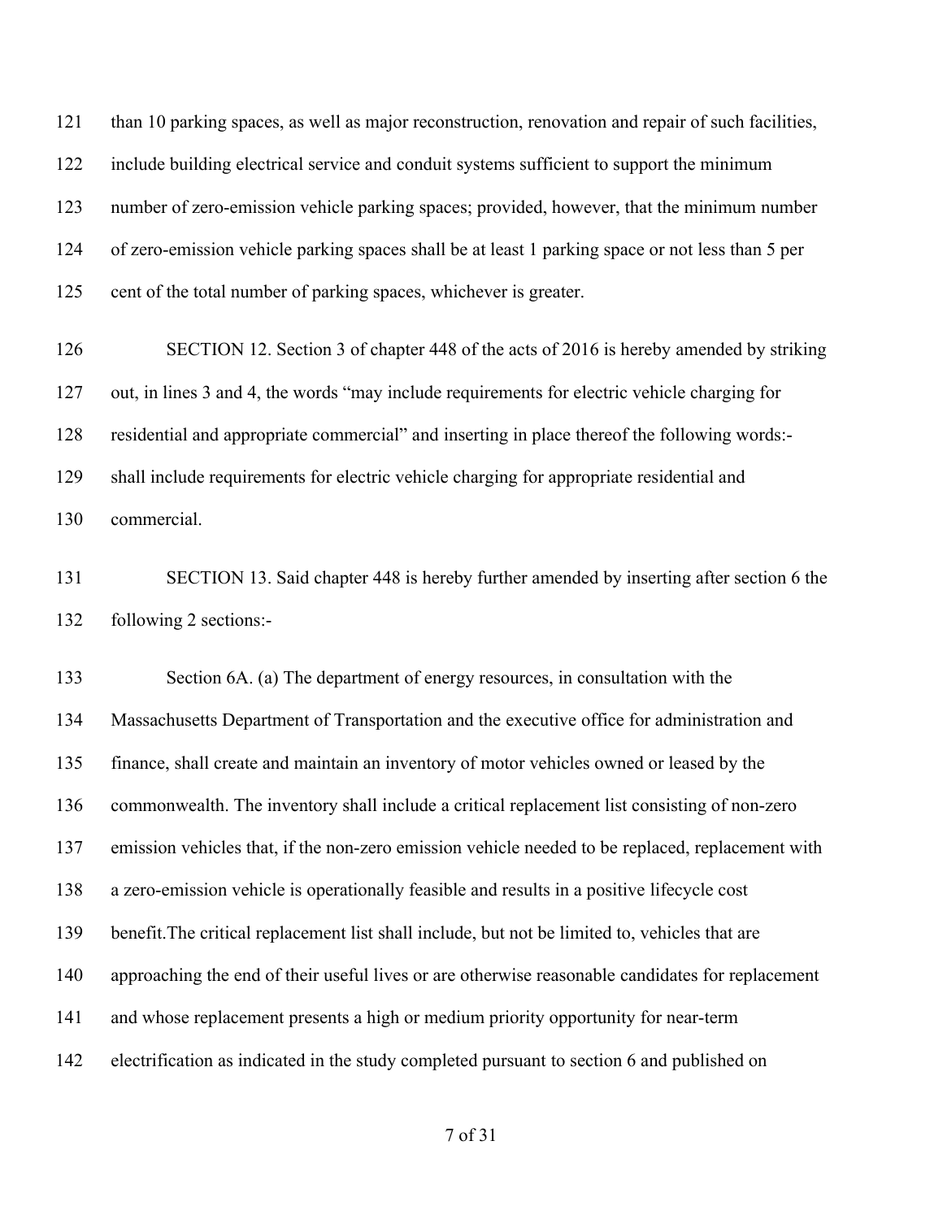than 10 parking spaces, as well as major reconstruction, renovation and repair of such facilities, include building electrical service and conduit systems sufficient to support the minimum number of zero-emission vehicle parking spaces; provided, however, that the minimum number of zero-emission vehicle parking spaces shall be at least 1 parking space or not less than 5 per cent of the total number of parking spaces, whichever is greater.

SECTION 12. Section 3 of chapter 448 of the acts of 2016 is hereby amended by striking out, in lines 3 and 4, the words "may include requirements for electric vehicle charging for residential and appropriate commercial" and inserting in place thereof the following words:- shall include requirements for electric vehicle charging for appropriate residential and commercial.

SECTION 13. Said chapter 448 is hereby further amended by inserting after section 6 the following 2 sections:-

Section 6A. (a) The department of energy resources, in consultation with the Massachusetts Department of Transportation and the executive office for administration and finance, shall create and maintain an inventory of motor vehicles owned or leased by the commonwealth. The inventory shall include a critical replacement list consisting of non-zero emission vehicles that, if the non-zero emission vehicle needed to be replaced, replacement with a zero-emission vehicle is operationally feasible and results in a positive lifecycle cost benefit.The critical replacement list shall include, but not be limited to, vehicles that are approaching the end of their useful lives or are otherwise reasonable candidates for replacement and whose replacement presents a high or medium priority opportunity for near-term electrification as indicated in the study completed pursuant to section 6 and published on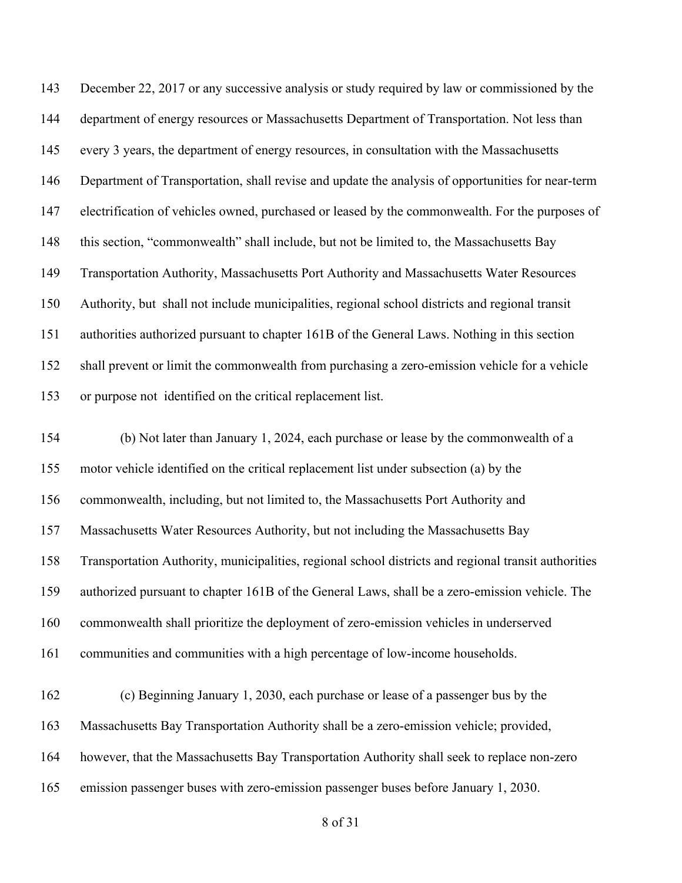December 22, 2017 or any successive analysis or study required by law or commissioned by the department of energy resources or Massachusetts Department of Transportation. Not less than every 3 years, the department of energy resources, in consultation with the Massachusetts Department of Transportation, shall revise and update the analysis of opportunities for near-term electrification of vehicles owned, purchased or leased by the commonwealth. For the purposes of this section, "commonwealth" shall include, but not be limited to, the Massachusetts Bay Transportation Authority, Massachusetts Port Authority and Massachusetts Water Resources Authority, but shall not include municipalities, regional school districts and regional transit authorities authorized pursuant to chapter 161B of the General Laws. Nothing in this section shall prevent or limit the commonwealth from purchasing a zero-emission vehicle for a vehicle or purpose not identified on the critical replacement list.

(b) Not later than January 1, 2024, each purchase or lease by the commonwealth of a motor vehicle identified on the critical replacement list under subsection (a) by the commonwealth, including, but not limited to, the Massachusetts Port Authority and Massachusetts Water Resources Authority, but not including the Massachusetts Bay Transportation Authority, municipalities, regional school districts and regional transit authorities authorized pursuant to chapter 161B of the General Laws, shall be a zero-emission vehicle. The commonwealth shall prioritize the deployment of zero-emission vehicles in underserved communities and communities with a high percentage of low-income households.

(c) Beginning January 1, 2030, each purchase or lease of a passenger bus by the Massachusetts Bay Transportation Authority shall be a zero-emission vehicle; provided, however, that the Massachusetts Bay Transportation Authority shall seek to replace non-zero emission passenger buses with zero-emission passenger buses before January 1, 2030.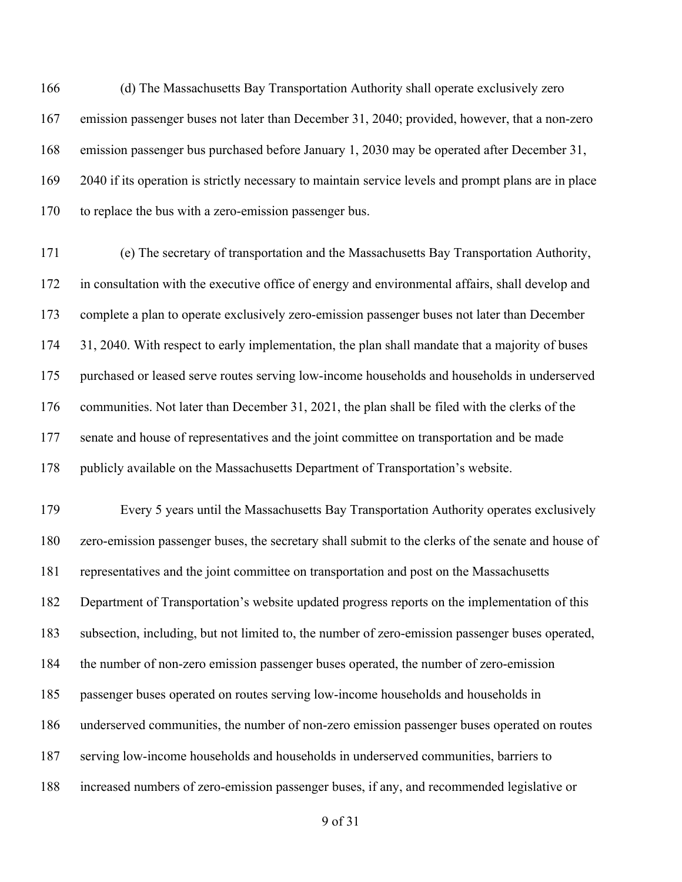(d) The Massachusetts Bay Transportation Authority shall operate exclusively zero emission passenger buses not later than December 31, 2040; provided, however, that a non-zero emission passenger bus purchased before January 1, 2030 may be operated after December 31, 2040 if its operation is strictly necessary to maintain service levels and prompt plans are in place to replace the bus with a zero-emission passenger bus.

(e) The secretary of transportation and the Massachusetts Bay Transportation Authority, in consultation with the executive office of energy and environmental affairs, shall develop and complete a plan to operate exclusively zero-emission passenger buses not later than December 31, 2040. With respect to early implementation, the plan shall mandate that a majority of buses purchased or leased serve routes serving low-income households and households in underserved communities. Not later than December 31, 2021, the plan shall be filed with the clerks of the senate and house of representatives and the joint committee on transportation and be made publicly available on the Massachusetts Department of Transportation's website.

Every 5 years until the Massachusetts Bay Transportation Authority operates exclusively zero-emission passenger buses, the secretary shall submit to the clerks of the senate and house of representatives and the joint committee on transportation and post on the Massachusetts Department of Transportation's website updated progress reports on the implementation of this subsection, including, but not limited to, the number of zero-emission passenger buses operated, the number of non-zero emission passenger buses operated, the number of zero-emission passenger buses operated on routes serving low-income households and households in underserved communities, the number of non-zero emission passenger buses operated on routes serving low-income households and households in underserved communities, barriers to increased numbers of zero-emission passenger buses, if any, and recommended legislative or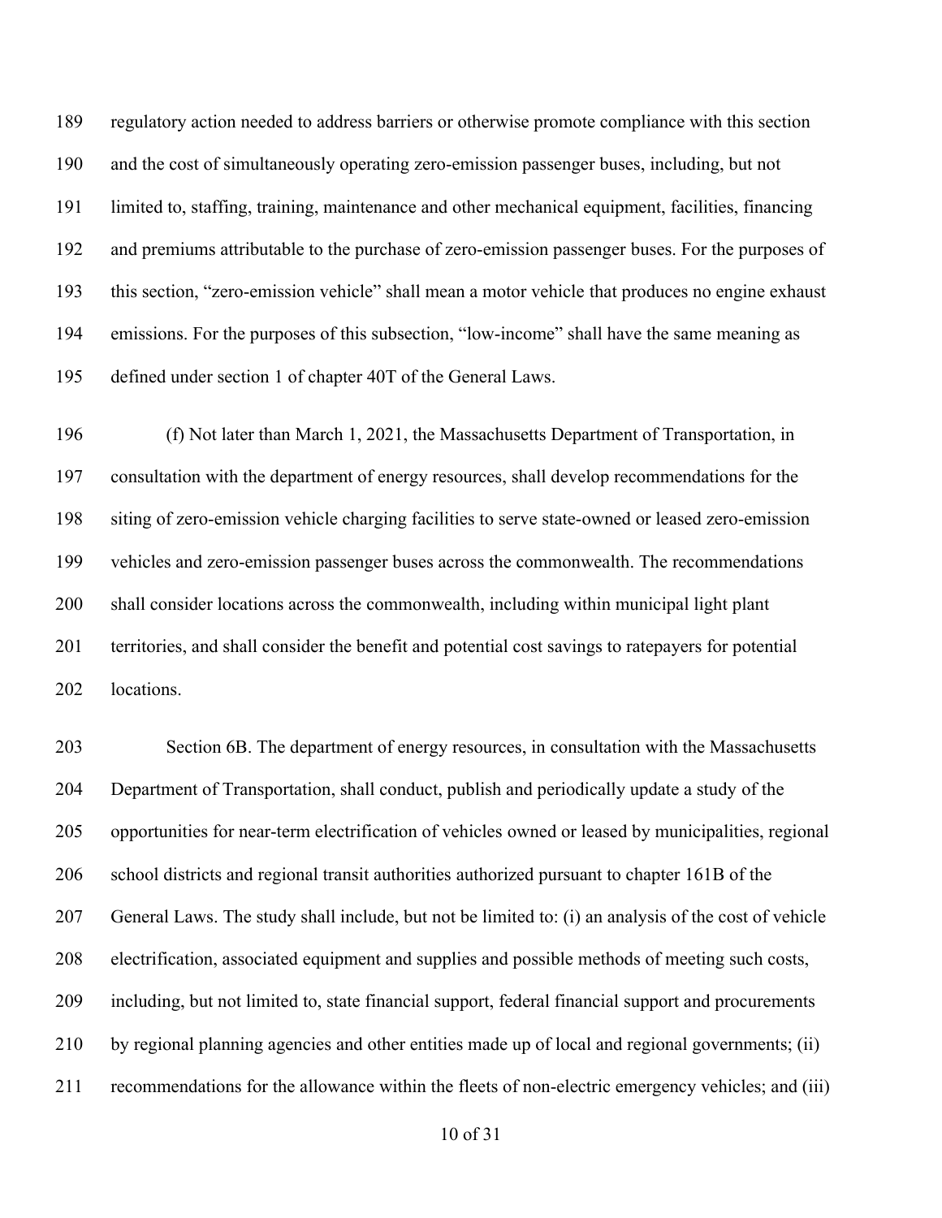regulatory action needed to address barriers or otherwise promote compliance with this section and the cost of simultaneously operating zero-emission passenger buses, including, but not limited to, staffing, training, maintenance and other mechanical equipment, facilities, financing and premiums attributable to the purchase of zero-emission passenger buses. For the purposes of this section, "zero-emission vehicle" shall mean a motor vehicle that produces no engine exhaust emissions. For the purposes of this subsection, "low-income" shall have the same meaning as defined under section 1 of chapter 40T of the General Laws.

(f) Not later than March 1, 2021, the Massachusetts Department of Transportation, in consultation with the department of energy resources, shall develop recommendations for the siting of zero-emission vehicle charging facilities to serve state-owned or leased zero-emission vehicles and zero-emission passenger buses across the commonwealth. The recommendations shall consider locations across the commonwealth, including within municipal light plant territories, and shall consider the benefit and potential cost savings to ratepayers for potential locations.

Section 6B. The department of energy resources, in consultation with the Massachusetts Department of Transportation, shall conduct, publish and periodically update a study of the opportunities for near-term electrification of vehicles owned or leased by municipalities, regional school districts and regional transit authorities authorized pursuant to chapter 161B of the General Laws. The study shall include, but not be limited to: (i) an analysis of the cost of vehicle electrification, associated equipment and supplies and possible methods of meeting such costs, including, but not limited to, state financial support, federal financial support and procurements by regional planning agencies and other entities made up of local and regional governments; (ii) recommendations for the allowance within the fleets of non-electric emergency vehicles; and (iii)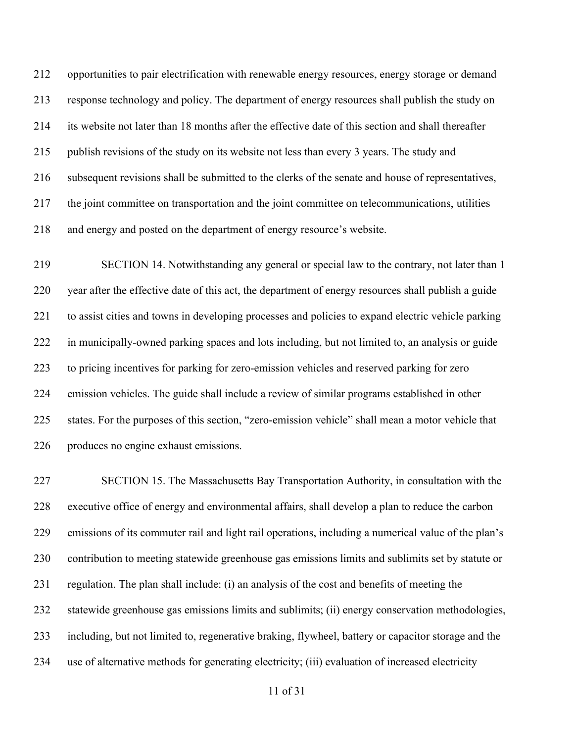opportunities to pair electrification with renewable energy resources, energy storage or demand response technology and policy. The department of energy resources shall publish the study on its website not later than 18 months after the effective date of this section and shall thereafter publish revisions of the study on its website not less than every 3 years. The study and subsequent revisions shall be submitted to the clerks of the senate and house of representatives, the joint committee on transportation and the joint committee on telecommunications, utilities and energy and posted on the department of energy resource's website.

SECTION 14. Notwithstanding any general or special law to the contrary, not later than 1 year after the effective date of this act, the department of energy resources shall publish a guide to assist cities and towns in developing processes and policies to expand electric vehicle parking in municipally-owned parking spaces and lots including, but not limited to, an analysis or guide to pricing incentives for parking for zero-emission vehicles and reserved parking for zero emission vehicles. The guide shall include a review of similar programs established in other states. For the purposes of this section, "zero-emission vehicle" shall mean a motor vehicle that produces no engine exhaust emissions.

SECTION 15. The Massachusetts Bay Transportation Authority, in consultation with the executive office of energy and environmental affairs, shall develop a plan to reduce the carbon emissions of its commuter rail and light rail operations, including a numerical value of the plan's contribution to meeting statewide greenhouse gas emissions limits and sublimits set by statute or regulation. The plan shall include: (i) an analysis of the cost and benefits of meeting the statewide greenhouse gas emissions limits and sublimits; (ii) energy conservation methodologies, including, but not limited to, regenerative braking, flywheel, battery or capacitor storage and the use of alternative methods for generating electricity; (iii) evaluation of increased electricity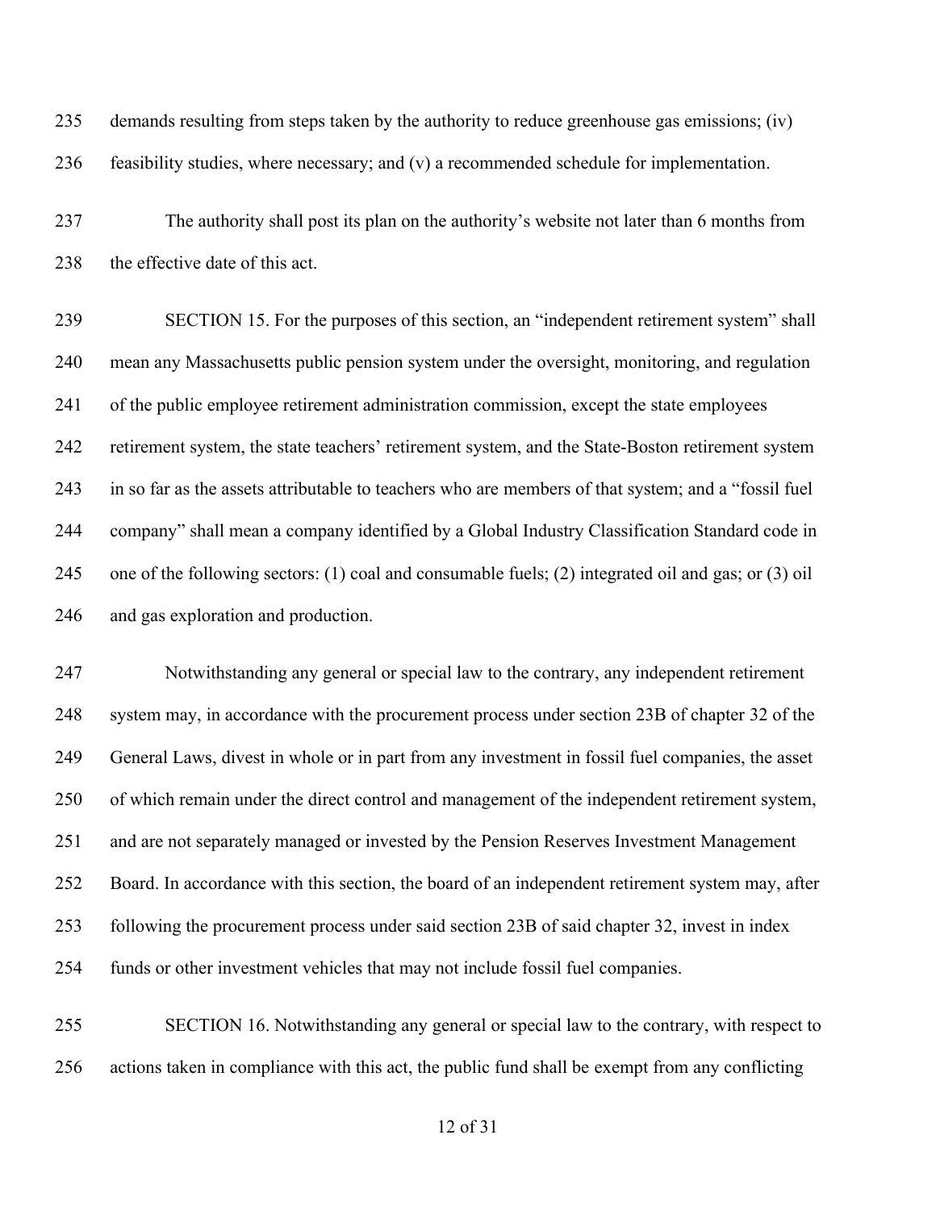demands resulting from steps taken by the authority to reduce greenhouse gas emissions; (iv) feasibility studies, where necessary; and (v) a recommended schedule for implementation.

The authority shall post its plan on the authority's website not later than 6 months from the effective date of this act.

SECTION 15. For the purposes of this section, an "independent retirement system" shall mean any Massachusetts public pension system under the oversight, monitoring, and regulation of the public employee retirement administration commission, except the state employees retirement system, the state teachers' retirement system, and the State-Boston retirement system in so far as the assets attributable to teachers who are members of that system; and a "fossil fuel company" shall mean a company identified by a Global Industry Classification Standard code in one of the following sectors: (1) coal and consumable fuels; (2) integrated oil and gas; or (3) oil and gas exploration and production.

Notwithstanding any general or special law to the contrary, any independent retirement system may, in accordance with the procurement process under section 23B of chapter 32 of the General Laws, divest in whole or in part from any investment in fossil fuel companies, the asset of which remain under the direct control and management of the independent retirement system, and are not separately managed or invested by the Pension Reserves Investment Management Board. In accordance with this section, the board of an independent retirement system may, after following the procurement process under said section 23B of said chapter 32, invest in index funds or other investment vehicles that may not include fossil fuel companies.

SECTION 16. Notwithstanding any general or special law to the contrary, with respect to actions taken in compliance with this act, the public fund shall be exempt from any conflicting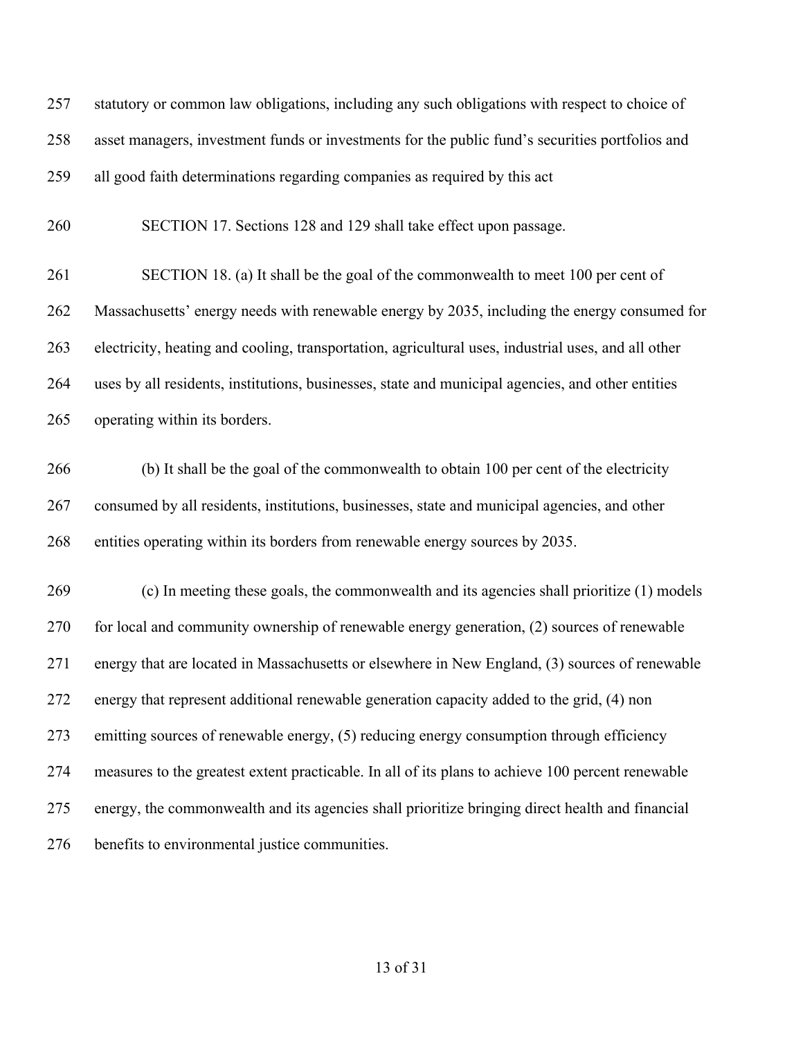statutory or common law obligations, including any such obligations with respect to choice of asset managers, investment funds or investments for the public fund's securities portfolios and all good faith determinations regarding companies as required by this act

SECTION 17. Sections 128 and 129 shall take effect upon passage.

SECTION 18. (a) It shall be the goal of the commonwealth to meet 100 per cent of Massachusetts' energy needs with renewable energy by 2035, including the energy consumed for electricity, heating and cooling, transportation, agricultural uses, industrial uses, and all other uses by all residents, institutions, businesses, state and municipal agencies, and other entities operating within its borders.

(b) It shall be the goal of the commonwealth to obtain 100 per cent of the electricity consumed by all residents, institutions, businesses, state and municipal agencies, and other entities operating within its borders from renewable energy sources by 2035.

(c) In meeting these goals, the commonwealth and its agencies shall prioritize (1) models for local and community ownership of renewable energy generation, (2) sources of renewable energy that are located in Massachusetts or elsewhere in New England, (3) sources of renewable energy that represent additional renewable generation capacity added to the grid, (4) non emitting sources of renewable energy, (5) reducing energy consumption through efficiency measures to the greatest extent practicable. In all of its plans to achieve 100 percent renewable energy, the commonwealth and its agencies shall prioritize bringing direct health and financial benefits to environmental justice communities.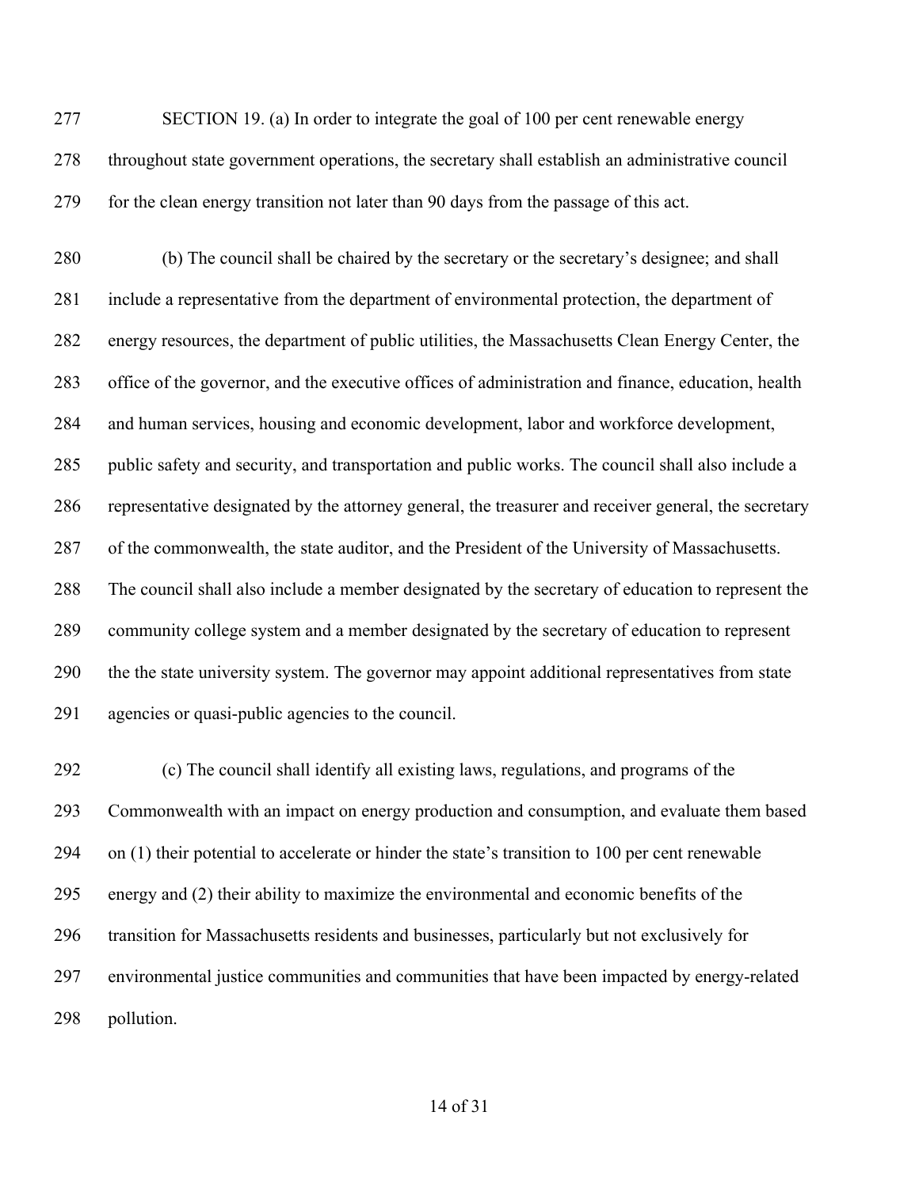SECTION 19. (a) In order to integrate the goal of 100 per cent renewable energy throughout state government operations, the secretary shall establish an administrative council for the clean energy transition not later than 90 days from the passage of this act.

(b) The council shall be chaired by the secretary or the secretary's designee; and shall include a representative from the department of environmental protection, the department of energy resources, the department of public utilities, the Massachusetts Clean Energy Center, the office of the governor, and the executive offices of administration and finance, education, health and human services, housing and economic development, labor and workforce development, public safety and security, and transportation and public works. The council shall also include a representative designated by the attorney general, the treasurer and receiver general, the secretary of the commonwealth, the state auditor, and the President of the University of Massachusetts. The council shall also include a member designated by the secretary of education to represent the community college system and a member designated by the secretary of education to represent the the state university system. The governor may appoint additional representatives from state agencies or quasi-public agencies to the council.

(c) The council shall identify all existing laws, regulations, and programs of the Commonwealth with an impact on energy production and consumption, and evaluate them based on (1) their potential to accelerate or hinder the state's transition to 100 per cent renewable energy and (2) their ability to maximize the environmental and economic benefits of the transition for Massachusetts residents and businesses, particularly but not exclusively for environmental justice communities and communities that have been impacted by energy-related pollution.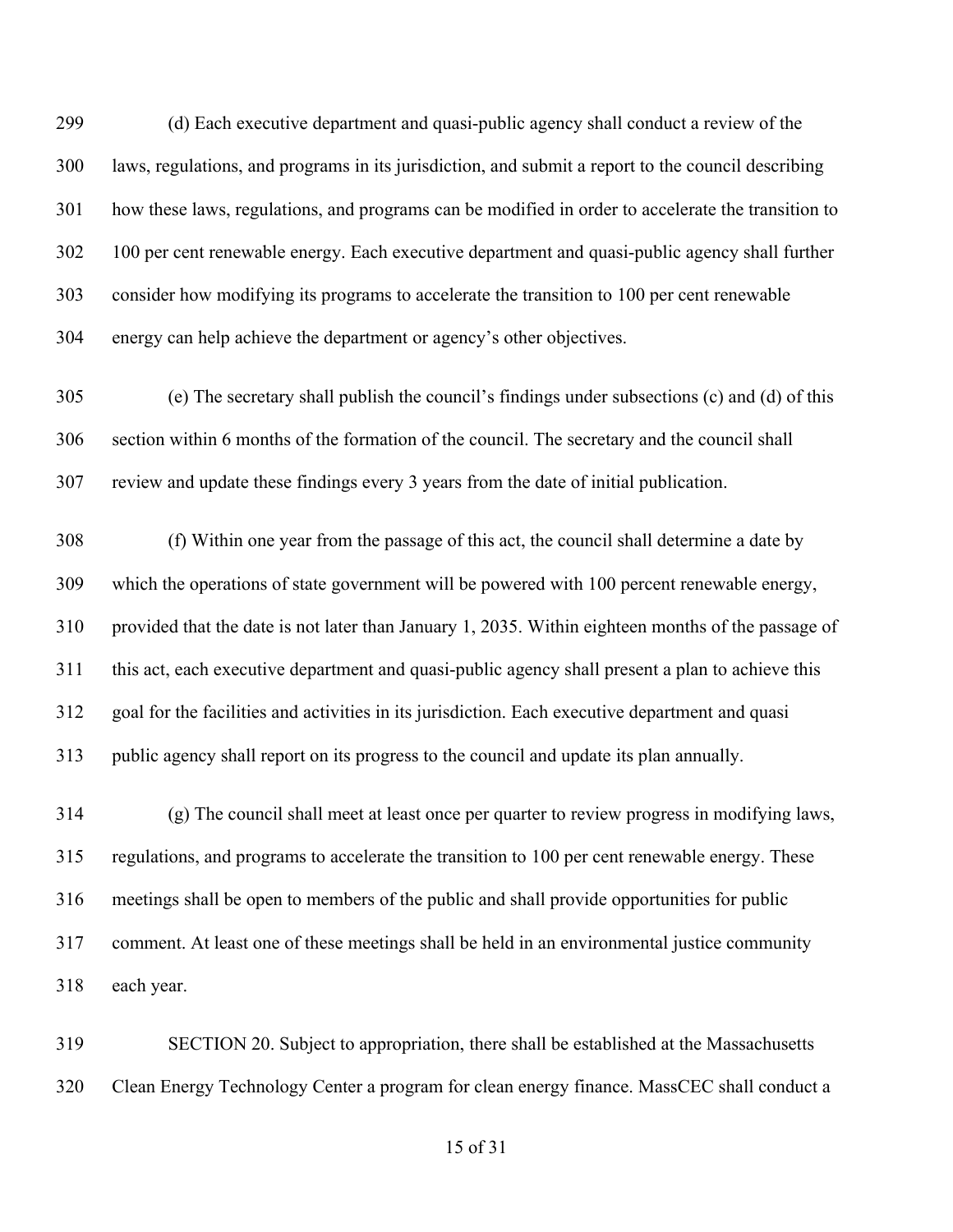(d) Each executive department and quasi-public agency shall conduct a review of the laws, regulations, and programs in its jurisdiction, and submit a report to the council describing how these laws, regulations, and programs can be modified in order to accelerate the transition to 100 per cent renewable energy. Each executive department and quasi-public agency shall further consider how modifying its programs to accelerate the transition to 100 per cent renewable energy can help achieve the department or agency's other objectives.

(e) The secretary shall publish the council's findings under subsections (c) and (d) of this section within 6 months of the formation of the council. The secretary and the council shall review and update these findings every 3 years from the date of initial publication.

(f) Within one year from the passage of this act, the council shall determine a date by which the operations of state government will be powered with 100 percent renewable energy, provided that the date is not later than January 1, 2035. Within eighteen months of the passage of this act, each executive department and quasi-public agency shall present a plan to achieve this goal for the facilities and activities in its jurisdiction. Each executive department and quasi public agency shall report on its progress to the council and update its plan annually.

(g) The council shall meet at least once per quarter to review progress in modifying laws, regulations, and programs to accelerate the transition to 100 per cent renewable energy. These meetings shall be open to members of the public and shall provide opportunities for public comment. At least one of these meetings shall be held in an environmental justice community each year.

SECTION 20. Subject to appropriation, there shall be established at the Massachusetts Clean Energy Technology Center a program for clean energy finance. MassCEC shall conduct a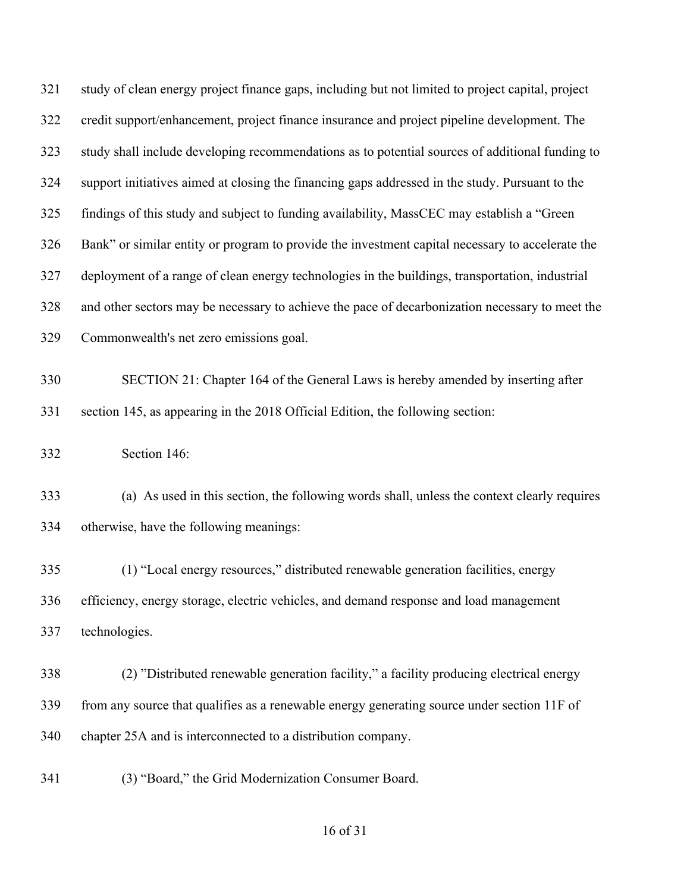study of clean energy project finance gaps, including but not limited to project capital, project credit support/enhancement, project finance insurance and project pipeline development. The study shall include developing recommendations as to potential sources of additional funding to support initiatives aimed at closing the financing gaps addressed in the study. Pursuant to the findings of this study and subject to funding availability, MassCEC may establish a "Green Bank" or similar entity or program to provide the investment capital necessary to accelerate the deployment of a range of clean energy technologies in the buildings, transportation, industrial and other sectors may be necessary to achieve the pace of decarbonization necessary to meet the Commonwealth's net zero emissions goal.

SECTION 21: Chapter 164 of the General Laws is hereby amended by inserting after section 145, as appearing in the 2018 Official Edition, the following section:

Section 146:

(a) As used in this section, the following words shall, unless the context clearly requires otherwise, have the following meanings:

(1) "Local energy resources," distributed renewable generation facilities, energy efficiency, energy storage, electric vehicles, and demand response and load management technologies.

(2) "Distributed renewable generation facility," a facility producing electrical energy from any source that qualifies as a renewable energy generating source under section 11F of chapter 25A and is interconnected to a distribution company.

(3) "Board," the Grid Modernization Consumer Board.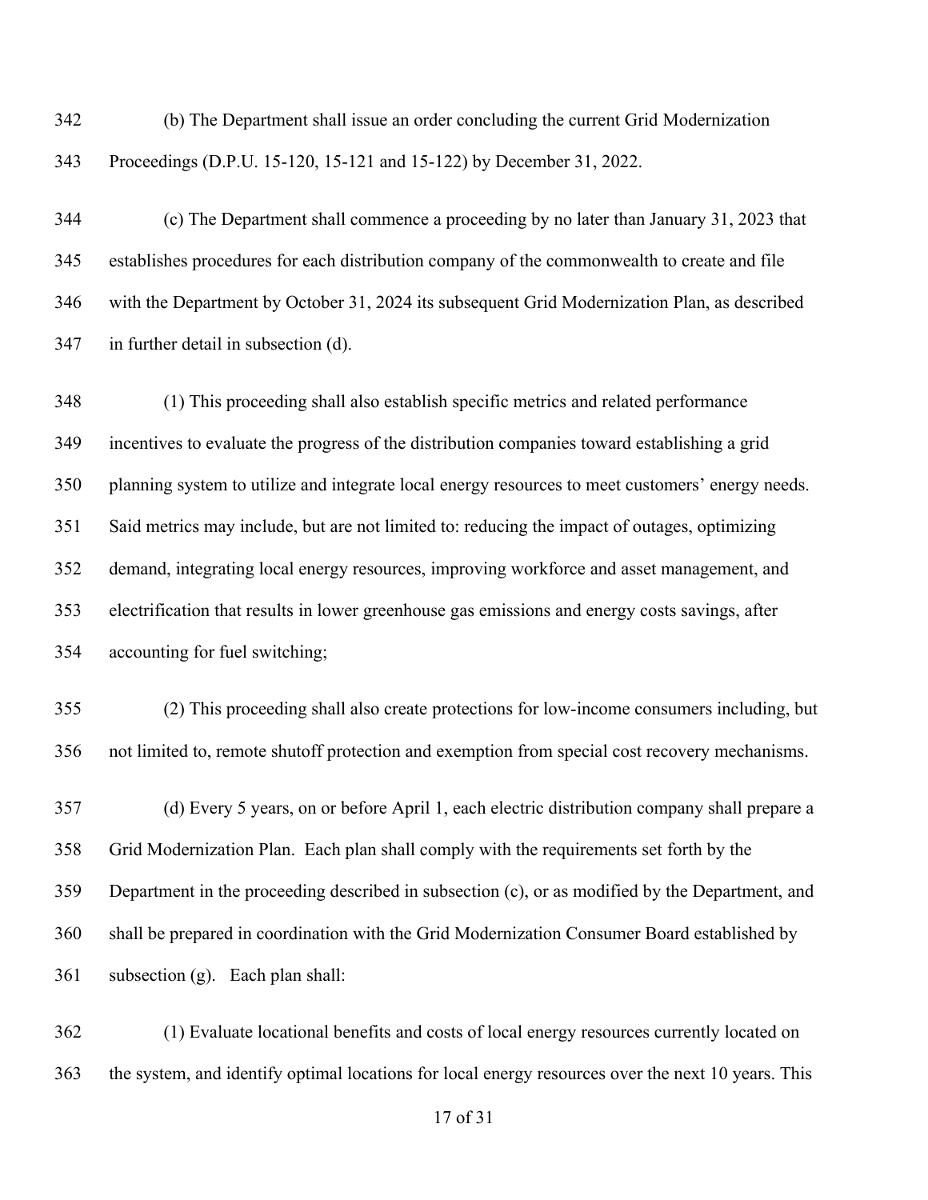(b) The Department shall issue an order concluding the current Grid Modernization Proceedings (D.P.U. 15-120, 15-121 and 15-122) by December 31, 2022.

(c) The Department shall commence a proceeding by no later than January 31, 2023 that establishes procedures for each distribution company of the commonwealth to create and file with the Department by October 31, 2024 its subsequent Grid Modernization Plan, as described in further detail in subsection (d).

(1) This proceeding shall also establish specific metrics and related performance incentives to evaluate the progress of the distribution companies toward establishing a grid planning system to utilize and integrate local energy resources to meet customers' energy needs. Said metrics may include, but are not limited to: reducing the impact of outages, optimizing demand, integrating local energy resources, improving workforce and asset management, and electrification that results in lower greenhouse gas emissions and energy costs savings, after accounting for fuel switching;

(2) This proceeding shall also create protections for low-income consumers including, but not limited to, remote shutoff protection and exemption from special cost recovery mechanisms.

(d) Every 5 years, on or before April 1, each electric distribution company shall prepare a Grid Modernization Plan. Each plan shall comply with the requirements set forth by the Department in the proceeding described in subsection (c), or as modified by the Department, and shall be prepared in coordination with the Grid Modernization Consumer Board established by subsection (g). Each plan shall:

(1) Evaluate locational benefits and costs of local energy resources currently located on the system, and identify optimal locations for local energy resources over the next 10 years. This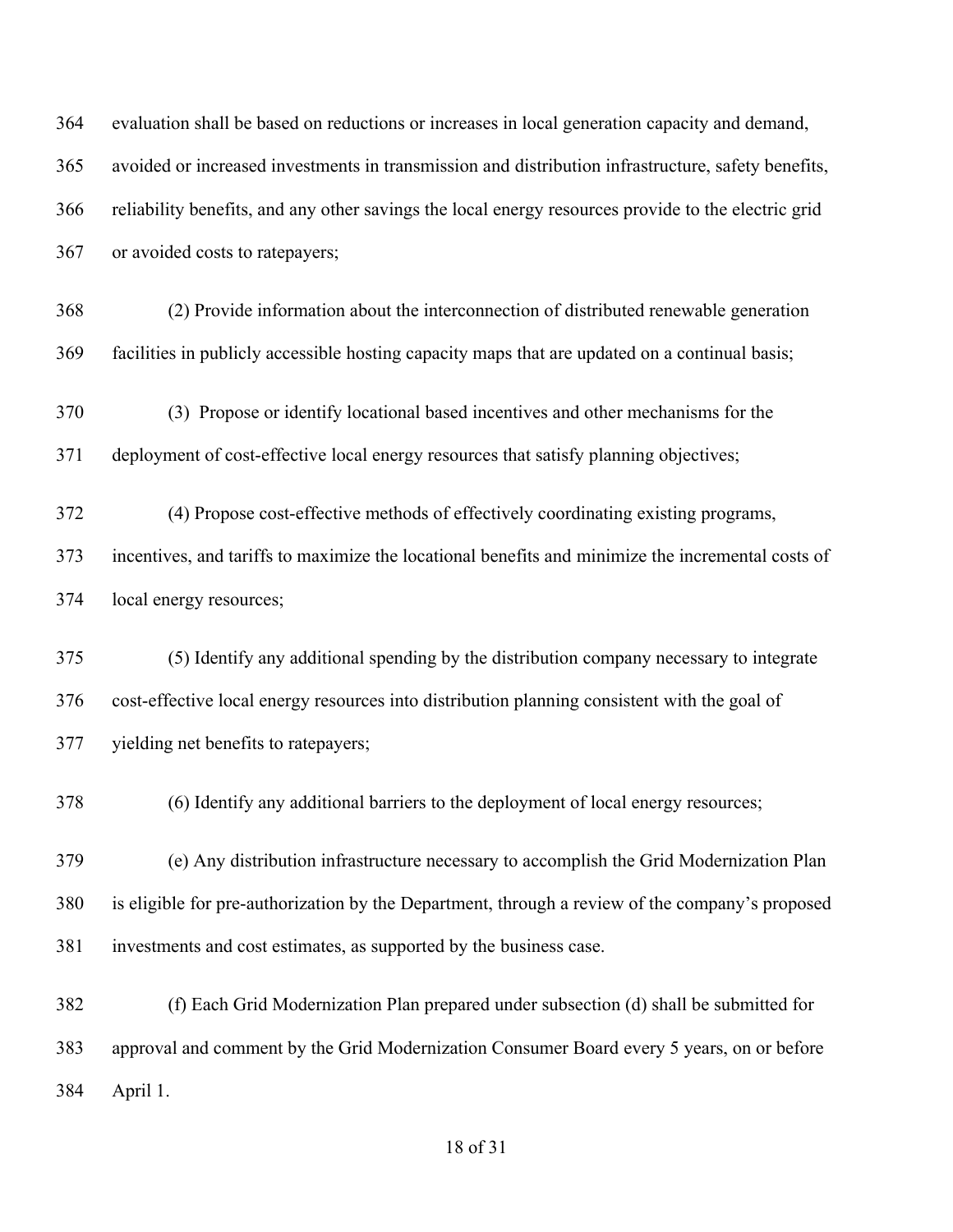evaluation shall be based on reductions or increases in local generation capacity and demand, avoided or increased investments in transmission and distribution infrastructure, safety benefits, reliability benefits, and any other savings the local energy resources provide to the electric grid or avoided costs to ratepayers;

(2) Provide information about the interconnection of distributed renewable generation facilities in publicly accessible hosting capacity maps that are updated on a continual basis;

(3) Propose or identify locational based incentives and other mechanisms for the deployment of cost-effective local energy resources that satisfy planning objectives;

(4) Propose cost-effective methods of effectively coordinating existing programs, incentives, and tariffs to maximize the locational benefits and minimize the incremental costs of local energy resources;

(5) Identify any additional spending by the distribution company necessary to integrate cost-effective local energy resources into distribution planning consistent with the goal of yielding net benefits to ratepayers;

(6) Identify any additional barriers to the deployment of local energy resources;

(e) Any distribution infrastructure necessary to accomplish the Grid Modernization Plan is eligible for pre-authorization by the Department, through a review of the company's proposed investments and cost estimates, as supported by the business case.

(f) Each Grid Modernization Plan prepared under subsection (d) shall be submitted for approval and comment by the Grid Modernization Consumer Board every 5 years, on or before April 1.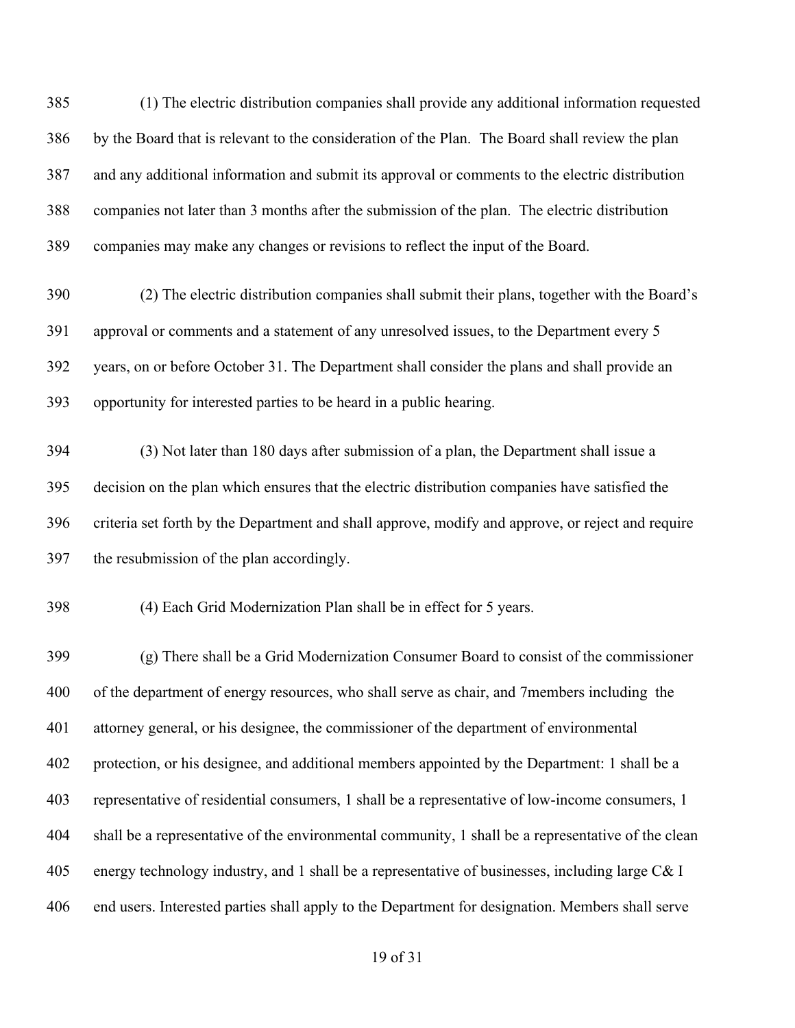385 (1) The electric distribution companies shall provide any additional information requested

386 by the Board that is relevant to the consideration of the Plan. The Board shall review the plan

387 and any additional information and submit its approval or comments to the electric distribution

388 companies not later than 3 months after the submission of the plan. The electric distribution

389 companies may make any changes or revisions to reflect the input of the Board.

390 (2) The electric distribution companies shall submit their plans, together with the Board's

391 approval or comments and a statement of any unresolved issues, to the Department every 5

392 years, on or before October 31. The Department shall consider the plans and shall provide an

393 opportunity for interested parties to be heard in a public hearing.

394 (3) Not later than 180 days after submission of a plan, the Department shall issue a

395 decision on the plan which ensures that the electric distribution companies have satisfied the

396 criteria set forth by the Department and shall approve, modify and approve, or reject and require

397 the resubmission of the plan accordingly.

398 (4) Each Grid Modernization Plan shall be in effect for 5 years.

399 (g) There shall be a Grid Modernization Consumer Board to consist of the commissioner

400 of the department of energy resources, who shall serve as chair, and 7members including the

401 attorney general, or his designee, the commissioner of the department of environmental

402 protection, or his designee, and additional members appointed by the Department: 1 shall be a

403 representative of residential consumers, 1 shall be a representative of low-income consumers, 1

404 shall be a representative of the environmental community, 1 shall be a representative of the clean

405 energy technology industry, and 1 shall be a representative of businesses, including large C& I

406 end users. Interested parties shall apply to the Department for designation. Members shall serve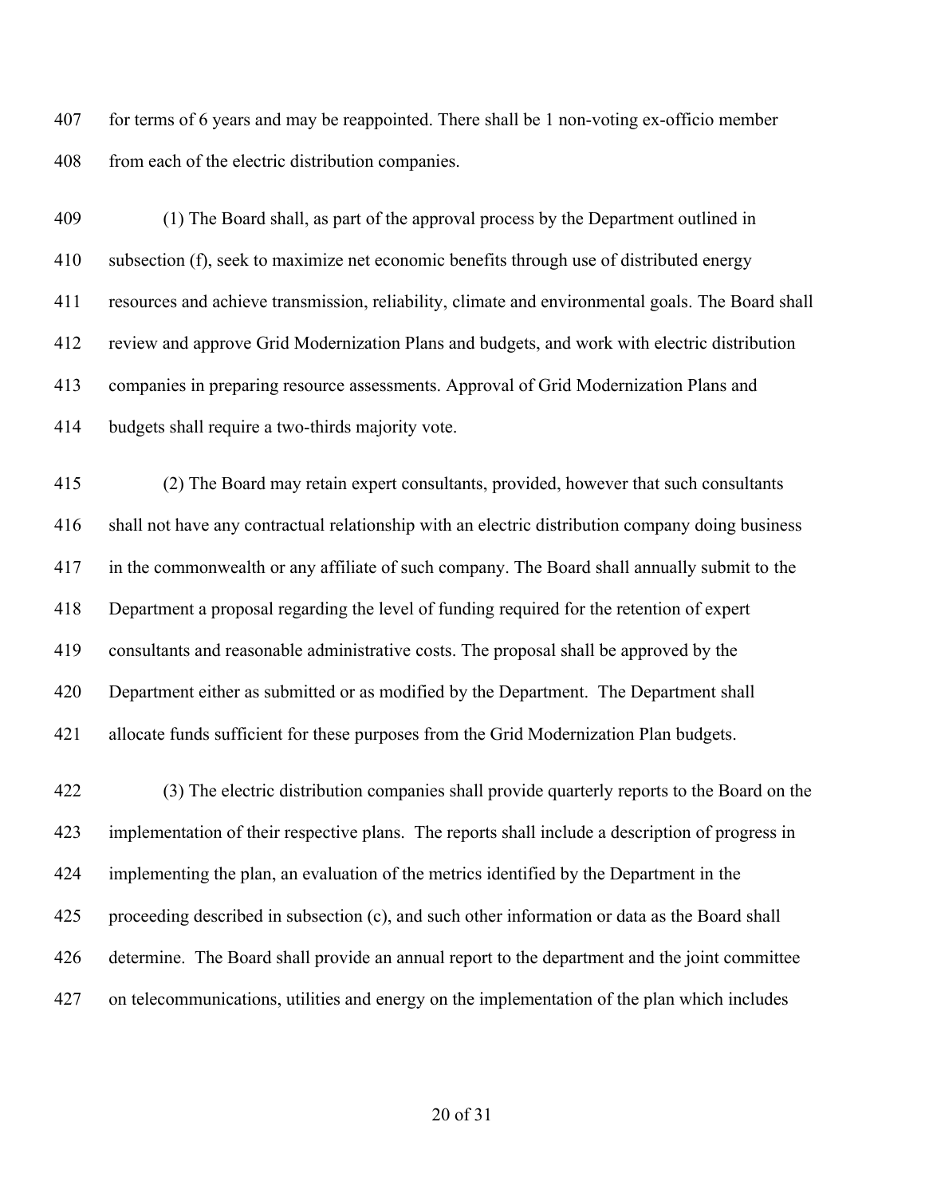for terms of 6 years and may be reappointed. There shall be 1 non-voting ex-officio member from each of the electric distribution companies.

(1) The Board shall, as part of the approval process by the Department outlined in subsection (f), seek to maximize net economic benefits through use of distributed energy resources and achieve transmission, reliability, climate and environmental goals. The Board shall review and approve Grid Modernization Plans and budgets, and work with electric distribution companies in preparing resource assessments. Approval of Grid Modernization Plans and budgets shall require a two-thirds majority vote.

(2) The Board may retain expert consultants, provided, however that such consultants shall not have any contractual relationship with an electric distribution company doing business in the commonwealth or any affiliate of such company. The Board shall annually submit to the Department a proposal regarding the level of funding required for the retention of expert consultants and reasonable administrative costs. The proposal shall be approved by the Department either as submitted or as modified by the Department. The Department shall allocate funds sufficient for these purposes from the Grid Modernization Plan budgets.

(3) The electric distribution companies shall provide quarterly reports to the Board on the implementation of their respective plans. The reports shall include a description of progress in implementing the plan, an evaluation of the metrics identified by the Department in the proceeding described in subsection (c), and such other information or data as the Board shall determine. The Board shall provide an annual report to the department and the joint committee on telecommunications, utilities and energy on the implementation of the plan which includes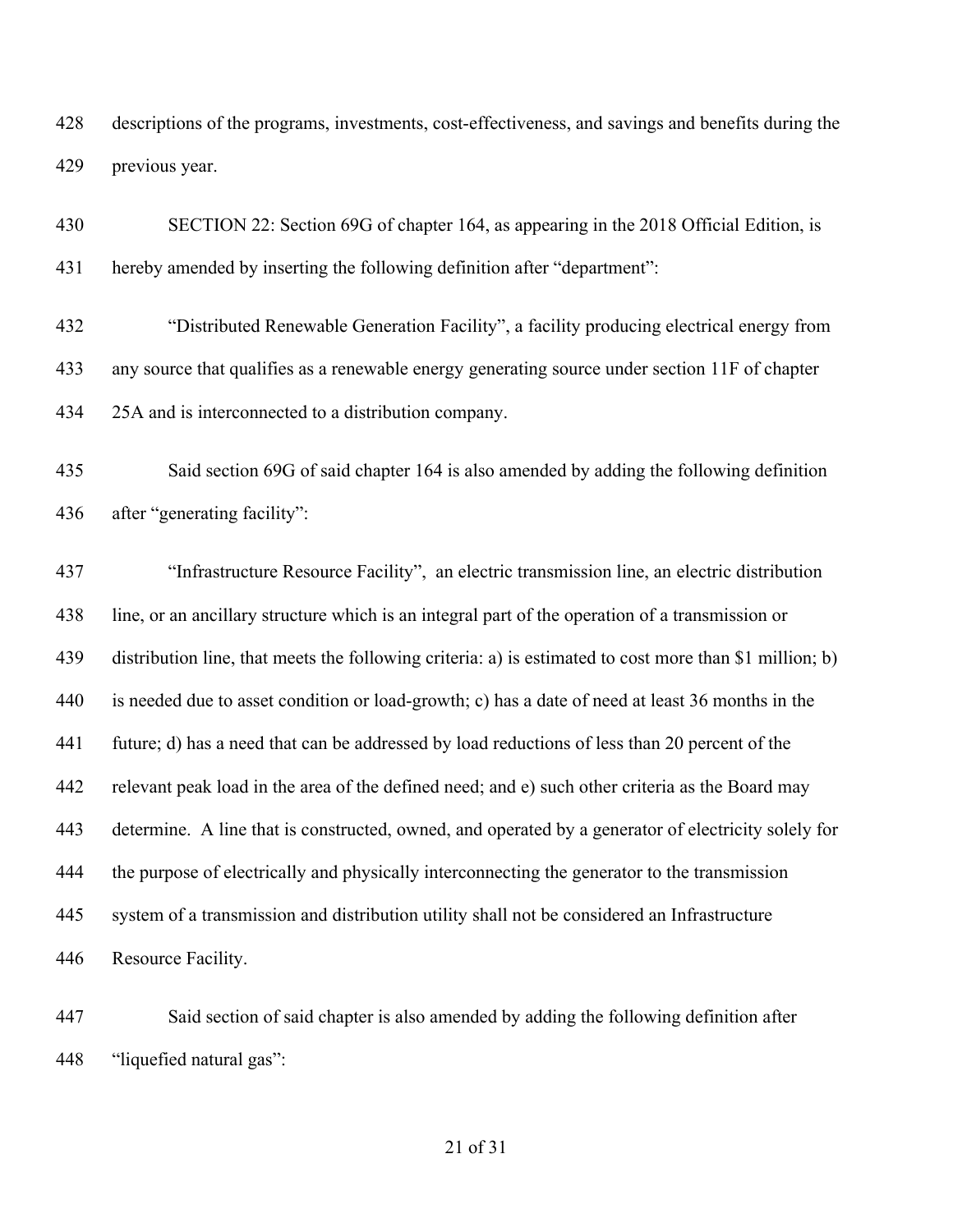descriptions of the programs, investments, cost-effectiveness, and savings and benefits during the previous year.

SECTION 22: Section 69G of chapter 164, as appearing in the 2018 Official Edition, is hereby amended by inserting the following definition after "department":

"Distributed Renewable Generation Facility", a facility producing electrical energy from any source that qualifies as a renewable energy generating source under section 11F of chapter 25A and is interconnected to a distribution company.

Said section 69G of said chapter 164 is also amended by adding the following definition after "generating facility":

"Infrastructure Resource Facility", an electric transmission line, an electric distribution line, or an ancillary structure which is an integral part of the operation of a transmission or distribution line, that meets the following criteria: a) is estimated to cost more than $1 million; b) is needed due to asset condition or load-growth; c) has a date of need at least 36 months in the future; d) has a need that can be addressed by load reductions of less than 20 percent of the relevant peak load in the area of the defined need; and e) such other criteria as the Board may determine. A line that is constructed, owned, and operated by a generator of electricity solely for the purpose of electrically and physically interconnecting the generator to the transmission system of a transmission and distribution utility shall not be considered an Infrastructure Resource Facility.

Said section of said chapter is also amended by adding the following definition after "liquefied natural gas":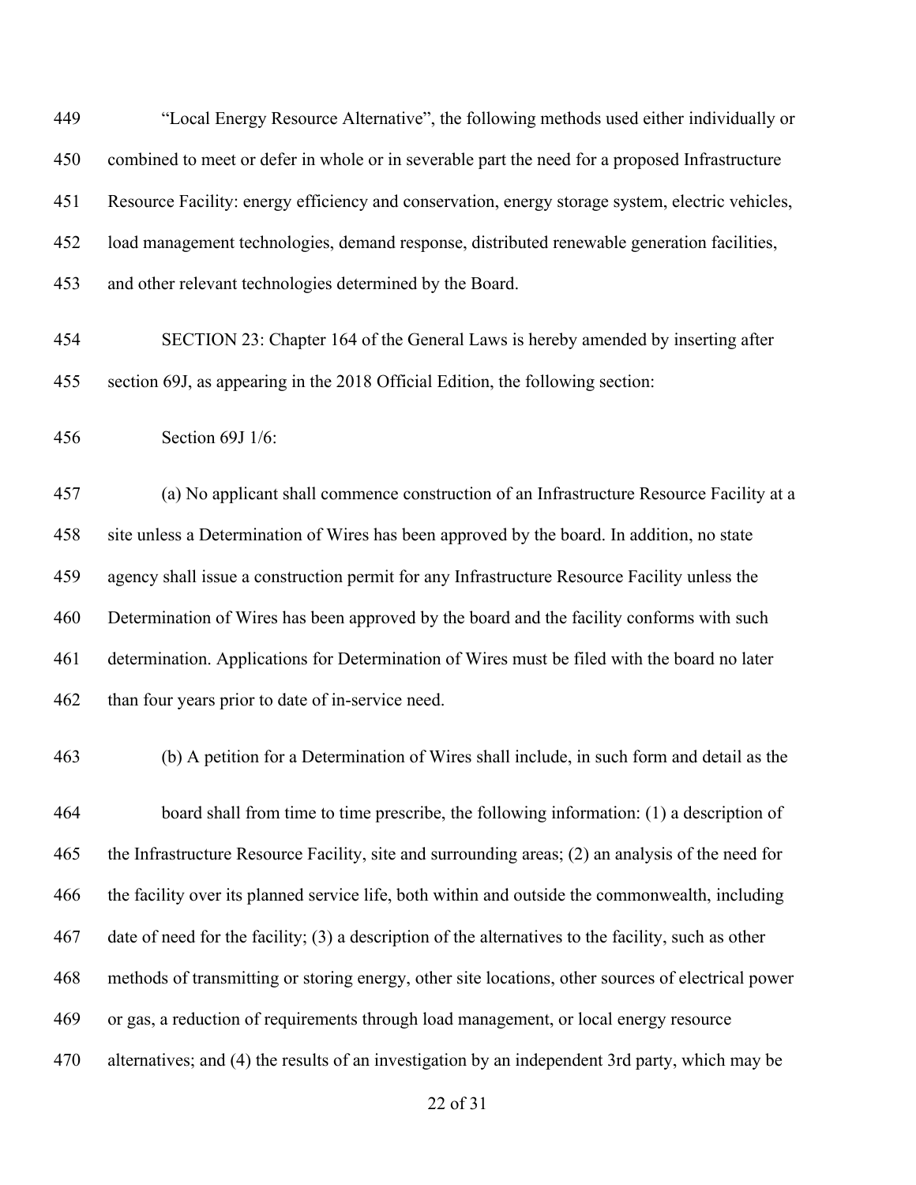"Local Energy Resource Alternative", the following methods used either individually or combined to meet or defer in whole or in severable part the need for a proposed Infrastructure Resource Facility: energy efficiency and conservation, energy storage system, electric vehicles, load management technologies, demand response, distributed renewable generation facilities, and other relevant technologies determined by the Board.

SECTION 23: Chapter 164 of the General Laws is hereby amended by inserting after section 69J, as appearing in the 2018 Official Edition, the following section:

Section 69J 1/6:

(a) No applicant shall commence construction of an Infrastructure Resource Facility at a site unless a Determination of Wires has been approved by the board. In addition, no state agency shall issue a construction permit for any Infrastructure Resource Facility unless the Determination of Wires has been approved by the board and the facility conforms with such determination. Applications for Determination of Wires must be filed with the board no later than four years prior to date of in-service need.

(b) A petition for a Determination of Wires shall include, in such form and detail as the board shall from time to time prescribe, the following information: (1) a description of the Infrastructure Resource Facility, site and surrounding areas; (2) an analysis of the need for the facility over its planned service life, both within and outside the commonwealth, including date of need for the facility; (3) a description of the alternatives to the facility, such as other methods of transmitting or storing energy, other site locations, other sources of electrical power or gas, a reduction of requirements through load management, or local energy resource alternatives; and (4) the results of an investigation by an independent 3rd party, which may be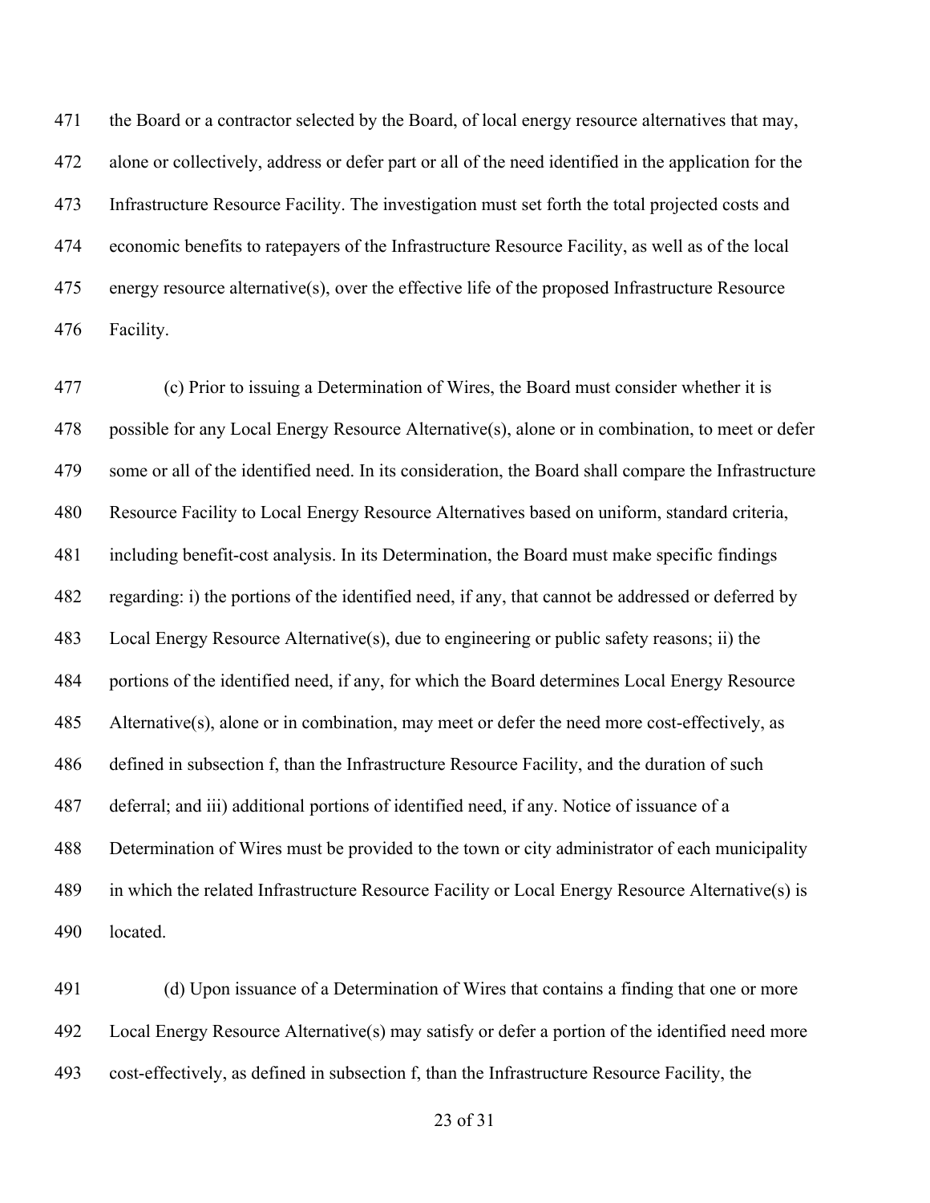the Board or a contractor selected by the Board, of local energy resource alternatives that may, alone or collectively, address or defer part or all of the need identified in the application for the Infrastructure Resource Facility. The investigation must set forth the total projected costs and economic benefits to ratepayers of the Infrastructure Resource Facility, as well as of the local energy resource alternative(s), over the effective life of the proposed Infrastructure Resource Facility.

(c) Prior to issuing a Determination of Wires, the Board must consider whether it is possible for any Local Energy Resource Alternative(s), alone or in combination, to meet or defer some or all of the identified need. In its consideration, the Board shall compare the Infrastructure Resource Facility to Local Energy Resource Alternatives based on uniform, standard criteria, including benefit-cost analysis. In its Determination, the Board must make specific findings regarding: i) the portions of the identified need, if any, that cannot be addressed or deferred by Local Energy Resource Alternative(s), due to engineering or public safety reasons; ii) the portions of the identified need, if any, for which the Board determines Local Energy Resource Alternative(s), alone or in combination, may meet or defer the need more cost-effectively, as defined in subsection f, than the Infrastructure Resource Facility, and the duration of such deferral; and iii) additional portions of identified need, if any. Notice of issuance of a Determination of Wires must be provided to the town or city administrator of each municipality in which the related Infrastructure Resource Facility or Local Energy Resource Alternative(s) is located.

(d) Upon issuance of a Determination of Wires that contains a finding that one or more Local Energy Resource Alternative(s) may satisfy or defer a portion of the identified need more cost-effectively, as defined in subsection f, than the Infrastructure Resource Facility, the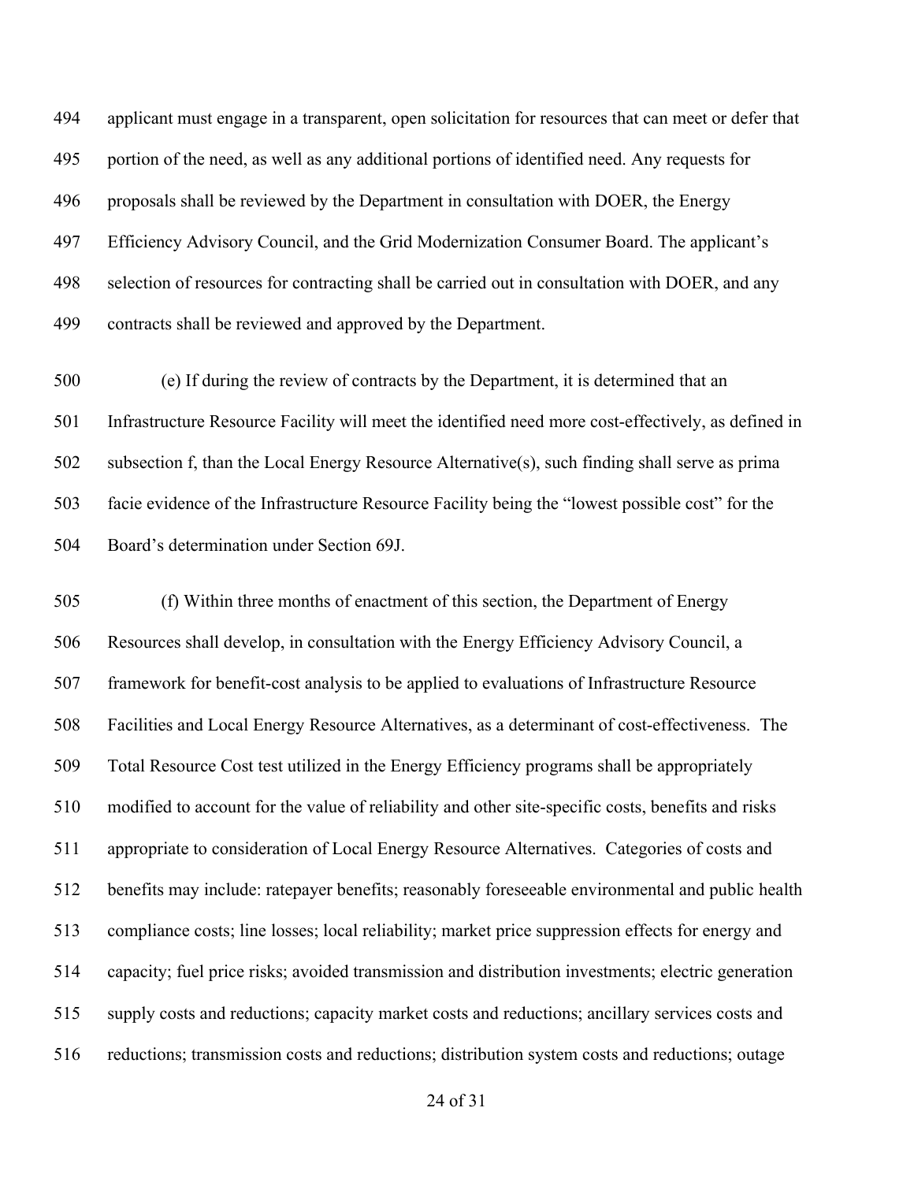applicant must engage in a transparent, open solicitation for resources that can meet or defer that portion of the need, as well as any additional portions of identified need. Any requests for proposals shall be reviewed by the Department in consultation with DOER, the Energy Efficiency Advisory Council, and the Grid Modernization Consumer Board. The applicant's selection of resources for contracting shall be carried out in consultation with DOER, and any contracts shall be reviewed and approved by the Department.

(e) If during the review of contracts by the Department, it is determined that an Infrastructure Resource Facility will meet the identified need more cost-effectively, as defined in subsection f, than the Local Energy Resource Alternative(s), such finding shall serve as prima facie evidence of the Infrastructure Resource Facility being the "lowest possible cost" for the Board's determination under Section 69J.

(f) Within three months of enactment of this section, the Department of Energy Resources shall develop, in consultation with the Energy Efficiency Advisory Council, a framework for benefit-cost analysis to be applied to evaluations of Infrastructure Resource Facilities and Local Energy Resource Alternatives, as a determinant of cost-effectiveness. The Total Resource Cost test utilized in the Energy Efficiency programs shall be appropriately modified to account for the value of reliability and other site-specific costs, benefits and risks appropriate to consideration of Local Energy Resource Alternatives. Categories of costs and benefits may include: ratepayer benefits; reasonably foreseeable environmental and public health compliance costs; line losses; local reliability; market price suppression effects for energy and capacity; fuel price risks; avoided transmission and distribution investments; electric generation supply costs and reductions; capacity market costs and reductions; ancillary services costs and reductions; transmission costs and reductions; distribution system costs and reductions; outage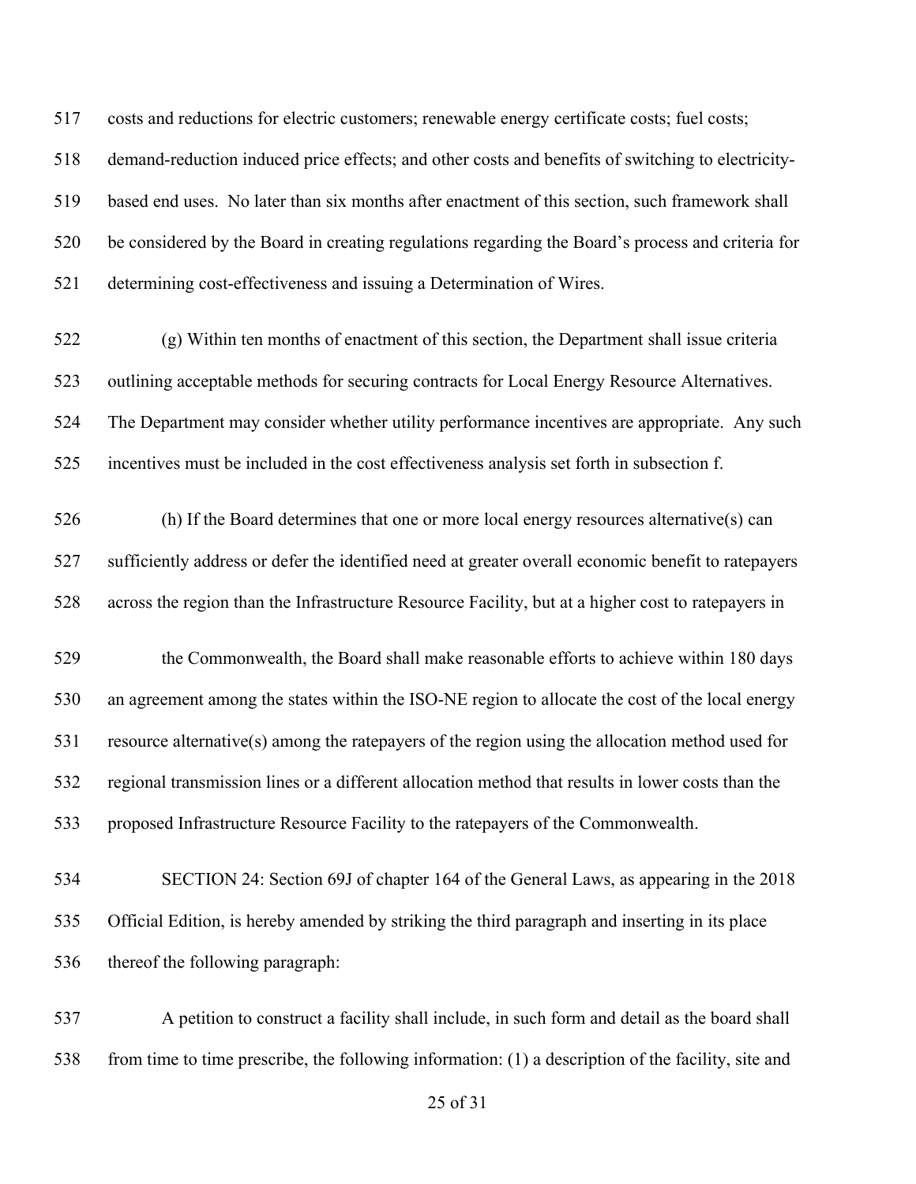costs and reductions for electric customers; renewable energy certificate costs; fuel costs; demand-reduction induced price effects; and other costs and benefits of switching to electricity-based end uses. No later than six months after enactment of this section, such framework shall be considered by the Board in creating regulations regarding the Board's process and criteria for determining cost-effectiveness and issuing a Determination of Wires.

(g) Within ten months of enactment of this section, the Department shall issue criteria outlining acceptable methods for securing contracts for Local Energy Resource Alternatives. The Department may consider whether utility performance incentives are appropriate. Any such incentives must be included in the cost effectiveness analysis set forth in subsection f.

(h) If the Board determines that one or more local energy resources alternative(s) can sufficiently address or defer the identified need at greater overall economic benefit to ratepayers across the region than the Infrastructure Resource Facility, but at a higher cost to ratepayers in

the Commonwealth, the Board shall make reasonable efforts to achieve within 180 days an agreement among the states within the ISO-NE region to allocate the cost of the local energy resource alternative(s) among the ratepayers of the region using the allocation method used for regional transmission lines or a different allocation method that results in lower costs than the proposed Infrastructure Resource Facility to the ratepayers of the Commonwealth.

SECTION 24: Section 69J of chapter 164 of the General Laws, as appearing in the 2018 Official Edition, is hereby amended by striking the third paragraph and inserting in its place thereof the following paragraph:

A petition to construct a facility shall include, in such form and detail as the board shall from time to time prescribe, the following information: (1) a description of the facility, site and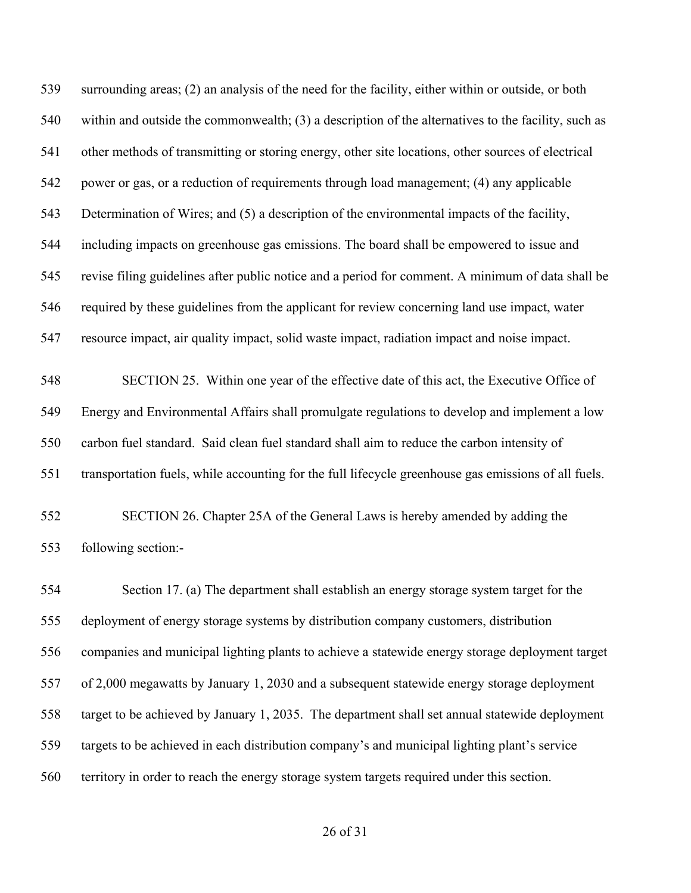surrounding areas; (2) an analysis of the need for the facility, either within or outside, or both within and outside the commonwealth; (3) a description of the alternatives to the facility, such as other methods of transmitting or storing energy, other site locations, other sources of electrical power or gas, or a reduction of requirements through load management; (4) any applicable Determination of Wires; and (5) a description of the environmental impacts of the facility, including impacts on greenhouse gas emissions. The board shall be empowered to issue and revise filing guidelines after public notice and a period for comment. A minimum of data shall be required by these guidelines from the applicant for review concerning land use impact, water resource impact, air quality impact, solid waste impact, radiation impact and noise impact.

SECTION 25. Within one year of the effective date of this act, the Executive Office of Energy and Environmental Affairs shall promulgate regulations to develop and implement a low carbon fuel standard. Said clean fuel standard shall aim to reduce the carbon intensity of transportation fuels, while accounting for the full lifecycle greenhouse gas emissions of all fuels.

SECTION 26. Chapter 25A of the General Laws is hereby amended by adding the following section:-

Section 17. (a) The department shall establish an energy storage system target for the deployment of energy storage systems by distribution company customers, distribution companies and municipal lighting plants to achieve a statewide energy storage deployment target of 2,000 megawatts by January 1, 2030 and a subsequent statewide energy storage deployment target to be achieved by January 1, 2035. The department shall set annual statewide deployment targets to be achieved in each distribution company's and municipal lighting plant's service territory in order to reach the energy storage system targets required under this section.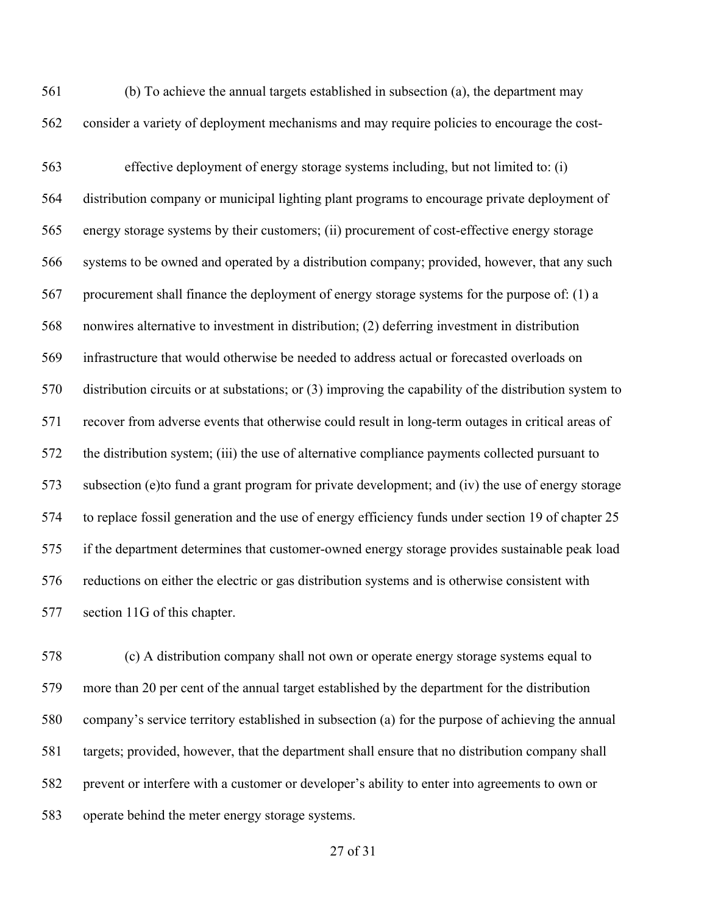(b) To achieve the annual targets established in subsection (a), the department may consider a variety of deployment mechanisms and may require policies to encourage the cost-effective deployment of energy storage systems including, but not limited to: (i) distribution company or municipal lighting plant programs to encourage private deployment of energy storage systems by their customers; (ii) procurement of cost-effective energy storage systems to be owned and operated by a distribution company; provided, however, that any such procurement shall finance the deployment of energy storage systems for the purpose of: (1) a nonwires alternative to investment in distribution; (2) deferring investment in distribution infrastructure that would otherwise be needed to address actual or forecasted overloads on distribution circuits or at substations; or (3) improving the capability of the distribution system to recover from adverse events that otherwise could result in long-term outages in critical areas of the distribution system; (iii) the use of alternative compliance payments collected pursuant to subsection (e)to fund a grant program for private development; and (iv) the use of energy storage to replace fossil generation and the use of energy efficiency funds under section 19 of chapter 25 if the department determines that customer-owned energy storage provides sustainable peak load reductions on either the electric or gas distribution systems and is otherwise consistent with section 11G of this chapter.

(c) A distribution company shall not own or operate energy storage systems equal to more than 20 per cent of the annual target established by the department for the distribution company's service territory established in subsection (a) for the purpose of achieving the annual targets; provided, however, that the department shall ensure that no distribution company shall prevent or interfere with a customer or developer's ability to enter into agreements to own or operate behind the meter energy storage systems.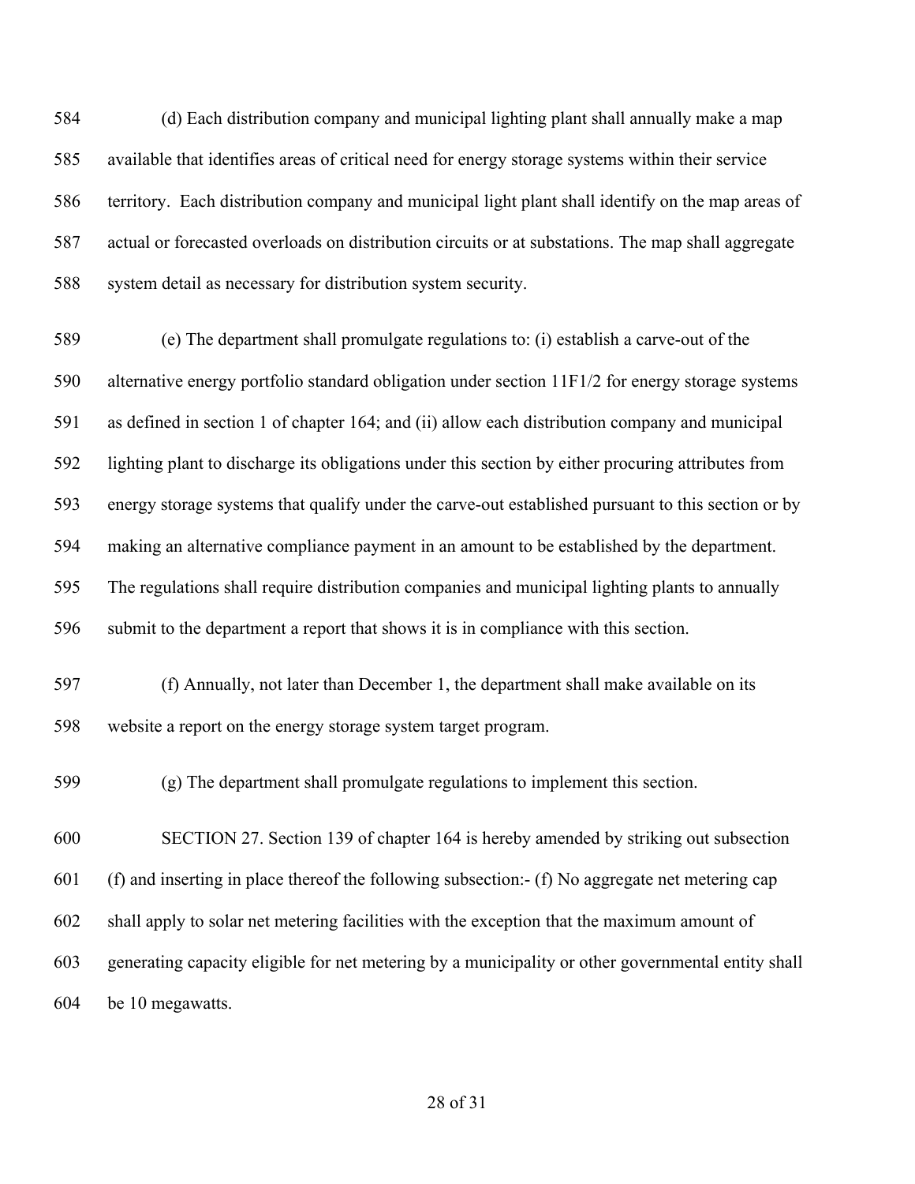(d) Each distribution company and municipal lighting plant shall annually make a map available that identifies areas of critical need for energy storage systems within their service territory. Each distribution company and municipal light plant shall identify on the map areas of actual or forecasted overloads on distribution circuits or at substations. The map shall aggregate system detail as necessary for distribution system security.

(e) The department shall promulgate regulations to: (i) establish a carve-out of the alternative energy portfolio standard obligation under section 11F1/2 for energy storage systems as defined in section 1 of chapter 164; and (ii) allow each distribution company and municipal lighting plant to discharge its obligations under this section by either procuring attributes from energy storage systems that qualify under the carve-out established pursuant to this section or by making an alternative compliance payment in an amount to be established by the department. The regulations shall require distribution companies and municipal lighting plants to annually submit to the department a report that shows it is in compliance with this section.

(f) Annually, not later than December 1, the department shall make available on its website a report on the energy storage system target program.

(g) The department shall promulgate regulations to implement this section.

SECTION 27. Section 139 of chapter 164 is hereby amended by striking out subsection (f) and inserting in place thereof the following subsection:- (f) No aggregate net metering cap shall apply to solar net metering facilities with the exception that the maximum amount of generating capacity eligible for net metering by a municipality or other governmental entity shall be 10 megawatts.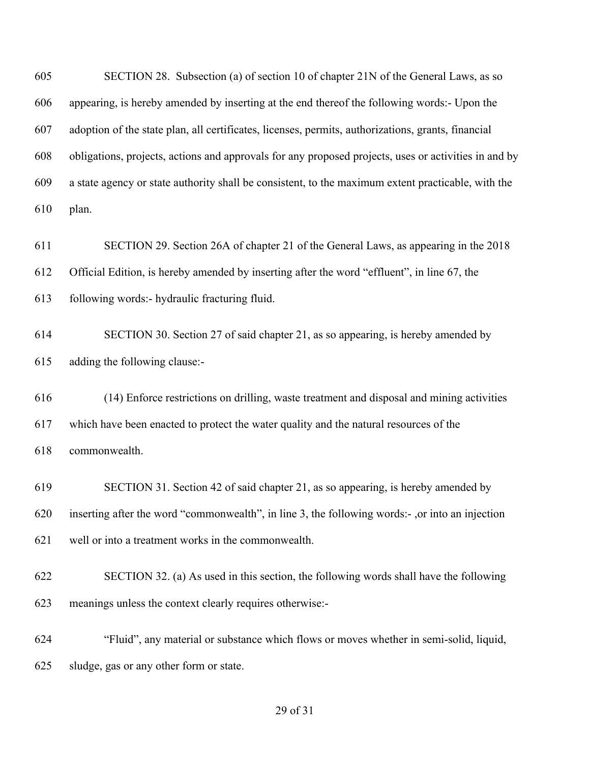SECTION 28. Subsection (a) of section 10 of chapter 21N of the General Laws, as so appearing, is hereby amended by inserting at the end thereof the following words:- Upon the adoption of the state plan, all certificates, licenses, permits, authorizations, grants, financial obligations, projects, actions and approvals for any proposed projects, uses or activities in and by a state agency or state authority shall be consistent, to the maximum extent practicable, with the plan.

SECTION 29. Section 26A of chapter 21 of the General Laws, as appearing in the 2018 Official Edition, is hereby amended by inserting after the word "effluent", in line 67, the following words:- hydraulic fracturing fluid.

SECTION 30. Section 27 of said chapter 21, as so appearing, is hereby amended by adding the following clause:-

(14) Enforce restrictions on drilling, waste treatment and disposal and mining activities which have been enacted to protect the water quality and the natural resources of the commonwealth.

SECTION 31. Section 42 of said chapter 21, as so appearing, is hereby amended by inserting after the word "commonwealth", in line 3, the following words:- ,or into an injection well or into a treatment works in the commonwealth.

SECTION 32. (a) As used in this section, the following words shall have the following meanings unless the context clearly requires otherwise:-

"Fluid", any material or substance which flows or moves whether in semi-solid, liquid, sludge, gas or any other form or state.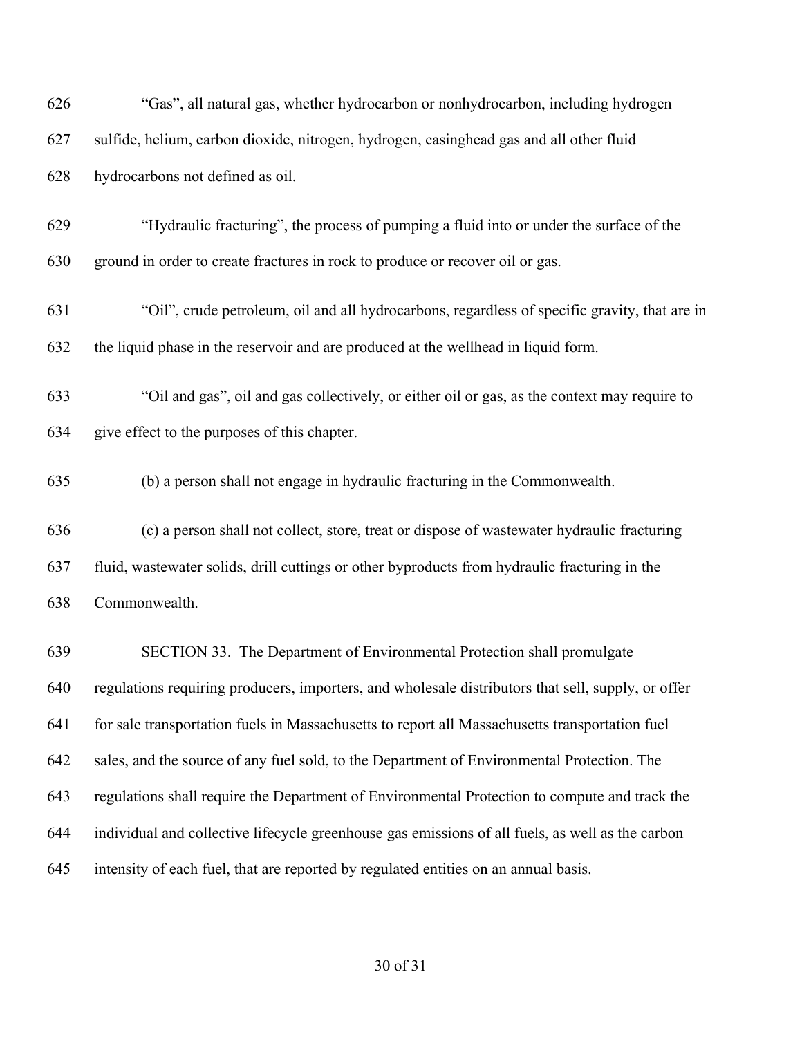"Gas", all natural gas, whether hydrocarbon or nonhydrocarbon, including hydrogen sulfide, helium, carbon dioxide, nitrogen, hydrogen, casinghead gas and all other fluid hydrocarbons not defined as oil.

"Hydraulic fracturing", the process of pumping a fluid into or under the surface of the ground in order to create fractures in rock to produce or recover oil or gas.

"Oil", crude petroleum, oil and all hydrocarbons, regardless of specific gravity, that are in the liquid phase in the reservoir and are produced at the wellhead in liquid form.

"Oil and gas", oil and gas collectively, or either oil or gas, as the context may require to give effect to the purposes of this chapter.

(b) a person shall not engage in hydraulic fracturing in the Commonwealth.

(c) a person shall not collect, store, treat or dispose of wastewater hydraulic fracturing fluid, wastewater solids, drill cuttings or other byproducts from hydraulic fracturing in the Commonwealth.

SECTION 33. The Department of Environmental Protection shall promulgate regulations requiring producers, importers, and wholesale distributors that sell, supply, or offer for sale transportation fuels in Massachusetts to report all Massachusetts transportation fuel sales, and the source of any fuel sold, to the Department of Environmental Protection. The regulations shall require the Department of Environmental Protection to compute and track the individual and collective lifecycle greenhouse gas emissions of all fuels, as well as the carbon intensity of each fuel, that are reported by regulated entities on an annual basis.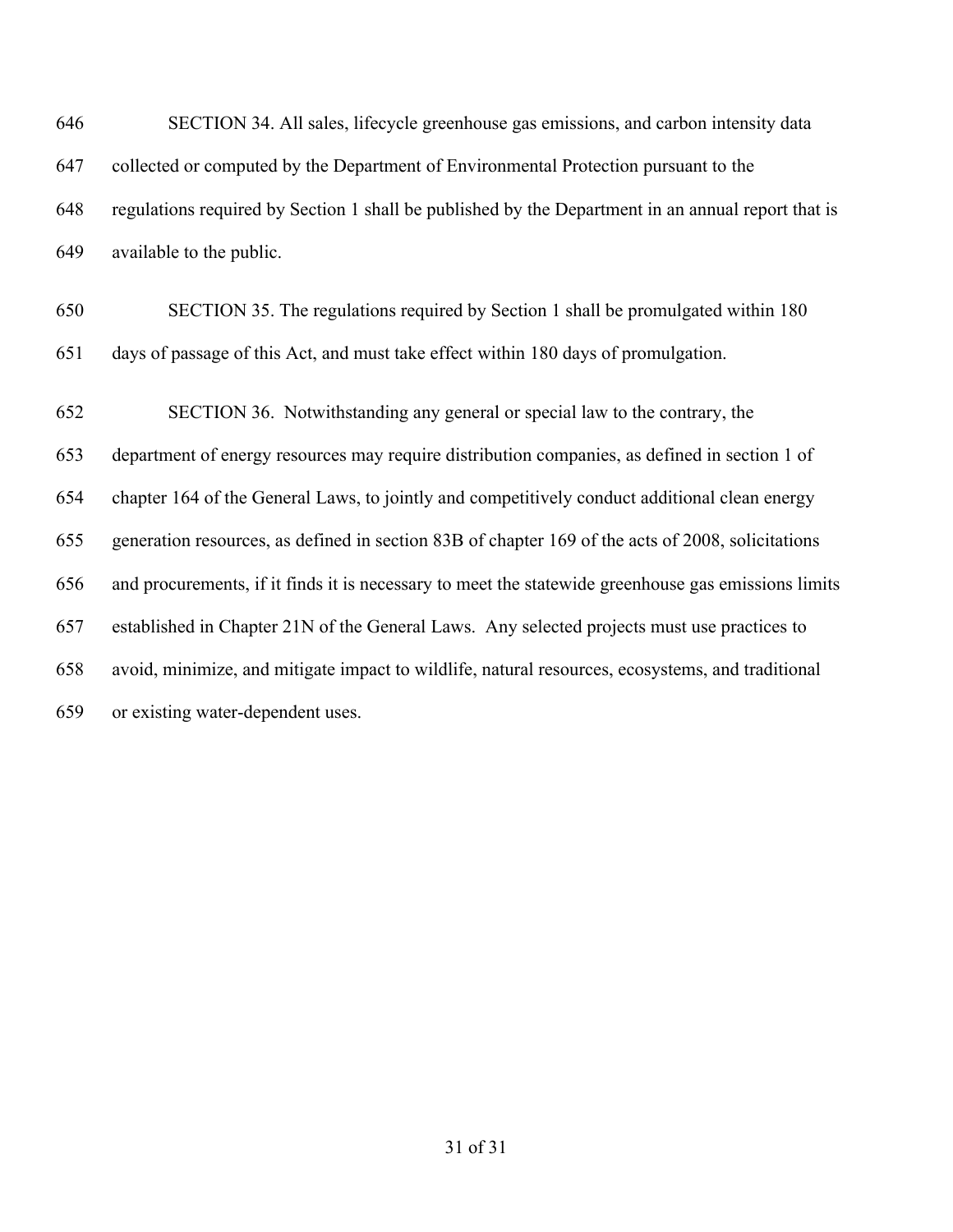SECTION 34. All sales, lifecycle greenhouse gas emissions, and carbon intensity data collected or computed by the Department of Environmental Protection pursuant to the regulations required by Section 1 shall be published by the Department in an annual report that is available to the public.

SECTION 35. The regulations required by Section 1 shall be promulgated within 180 days of passage of this Act, and must take effect within 180 days of promulgation.

SECTION 36. Notwithstanding any general or special law to the contrary, the department of energy resources may require distribution companies, as defined in section 1 of chapter 164 of the General Laws, to jointly and competitively conduct additional clean energy generation resources, as defined in section 83B of chapter 169 of the acts of 2008, solicitations and procurements, if it finds it is necessary to meet the statewide greenhouse gas emissions limits established in Chapter 21N of the General Laws. Any selected projects must use practices to avoid, minimize, and mitigate impact to wildlife, natural resources, ecosystems, and traditional or existing water-dependent uses.